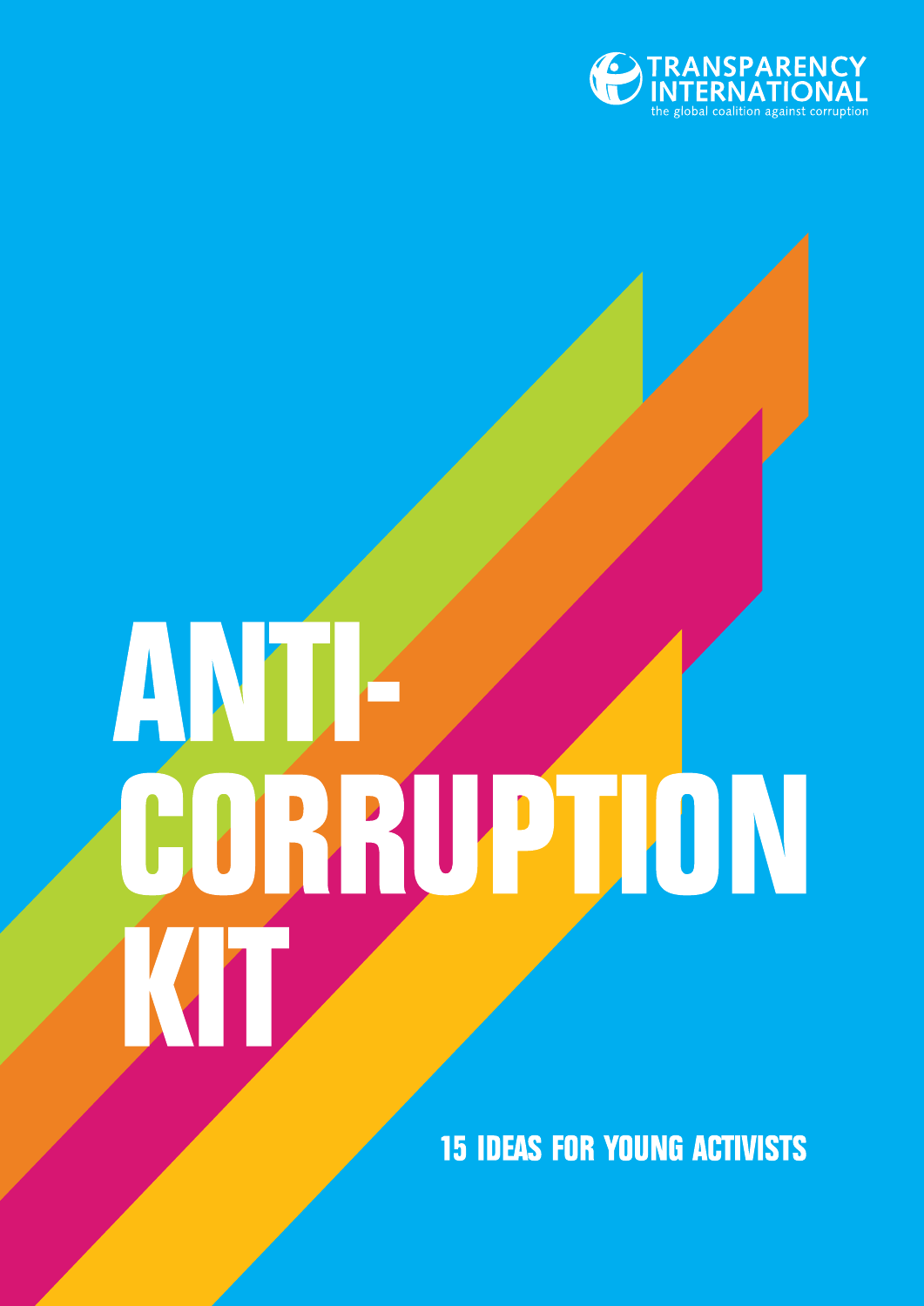TRANSPARENCY INTERNATIONAL
the global coalition against corruption

# ANTI-CORRUPTION KIT

## 15 IDEAS FOR YOUNG ACTIVISTS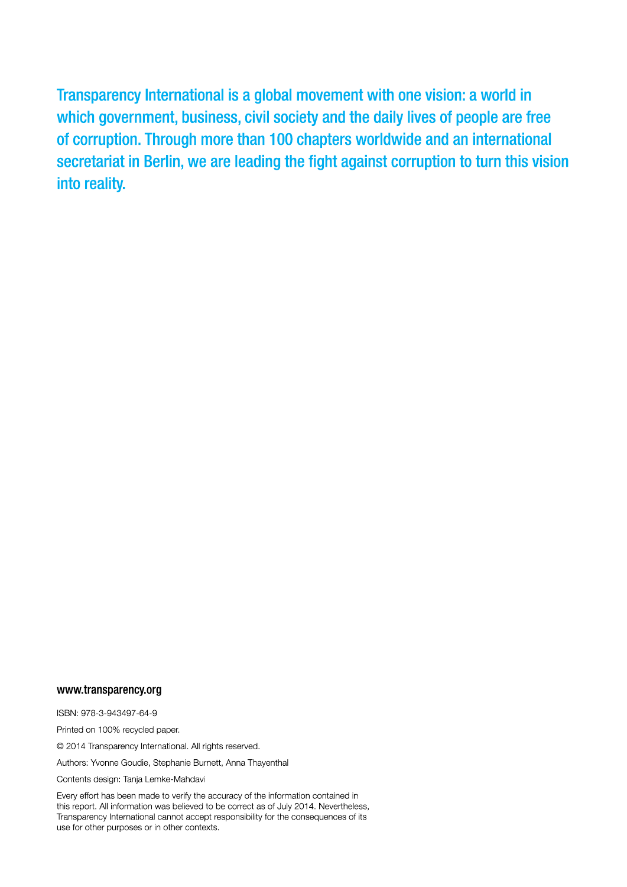**Transparency International is a global movement with one vision: a world in which government, business, civil society and the daily lives of people are free of corruption. Through more than 100 chapters worldwide and an international secretariat in Berlin, we are leading the fight against corruption to turn this vision into reality.**

**www.transparency.org**

ISBN: 978-3-943497-64-9

Printed on 100% recycled paper.

© 2014 Transparency International. All rights reserved.

Authors: Yvonne Goudie, Stephanie Burnett, Anna Thayenthal

Contents design: Tanja Lemke-Mahdavi

Every effort has been made to verify the accuracy of the information contained in this report. All information was believed to be correct as of July 2014. Nevertheless, Transparency International cannot accept responsibility for the consequences of its use for other purposes or in other contexts.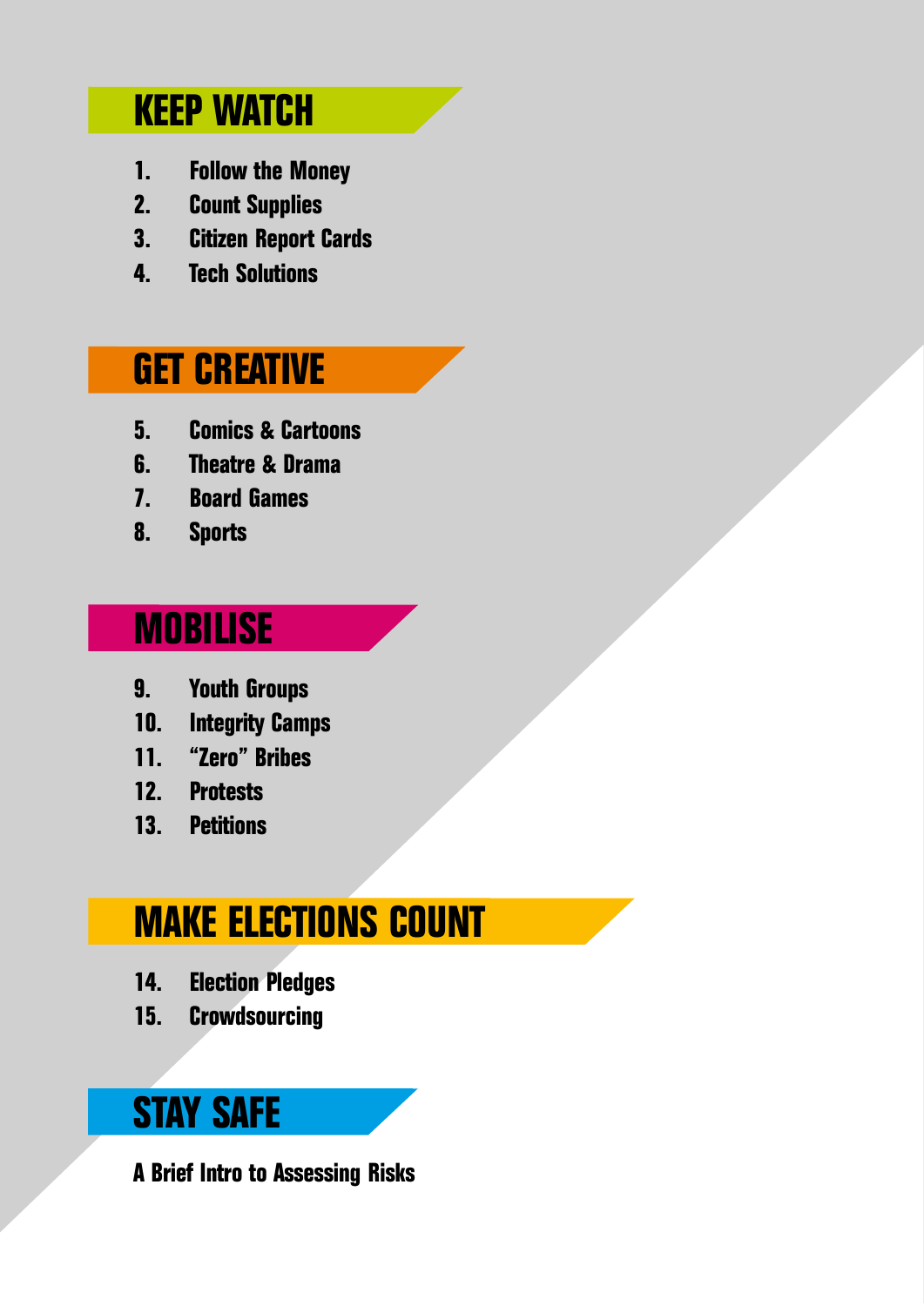## KEEP WATCH

1. Follow the Money
2. Count Supplies
3. Citizen Report Cards
4. Tech Solutions

## GET CREATIVE

5. Comics & Cartoons
6. Theatre & Drama
7. Board Games
8. Sports

## MOBILISE

9. Youth Groups
10. Integrity Camps
11. "Zero" Bribes
12. Protests
13. Petitions

## MAKE ELECTIONS COUNT

14. Election Pledges
15. Crowdsourcing

## STAY SAFE

A Brief Intro to Assessing Risks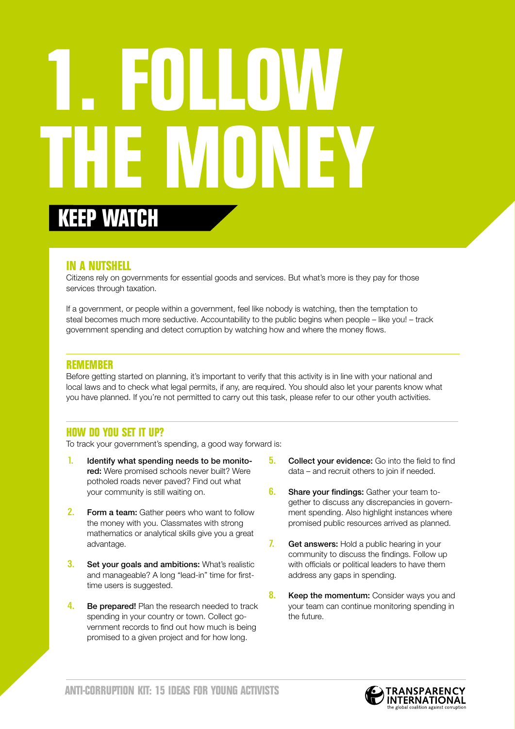# 1. FOLLOW THE MONEY

## KEEP WATCH

### IN A NUTSHELL

Citizens rely on governments for essential goods and services. But what's more is they pay for those services through taxation.

If a government, or people within a government, feel like nobody is watching, then the temptation to steal becomes much more seductive. Accountability to the public begins when people – like you! – track government spending and detect corruption by watching how and where the money flows.

### REMEMBER

Before getting started on planning, it's important to verify that this activity is in line with your national and local laws and to check what legal permits, if any, are required. You should also let your parents know what you have planned. If you're not permitted to carry out this task, please refer to our other youth activities.

### HOW DO YOU SET IT UP?

To track your government's spending, a good way forward is:

1. **Identify what spending needs to be monitored:** Were promised schools never built? Were potholed roads never paved? Find out what your community is still waiting on.
2. **Form a team:** Gather peers who want to follow the money with you. Classmates with strong mathematics or analytical skills give you a great advantage.
3. **Set your goals and ambitions:** What's realistic and manageable? A long "lead-in" time for first-time users is suggested.
4. **Be prepared!** Plan the research needed to track spending in your country or town. Collect government records to find out how much is being promised to a given project and for how long.
5. **Collect your evidence:** Go into the field to find data – and recruit others to join if needed.
6. **Share your findings:** Gather your team together to discuss any discrepancies in government spending. Also highlight instances where promised public resources arrived as planned.
7. **Get answers:** Hold a public hearing in your community to discuss the findings. Follow up with officials or political leaders to have them address any gaps in spending.
8. **Keep the momentum:** Consider ways you and your team can continue monitoring spending in the future.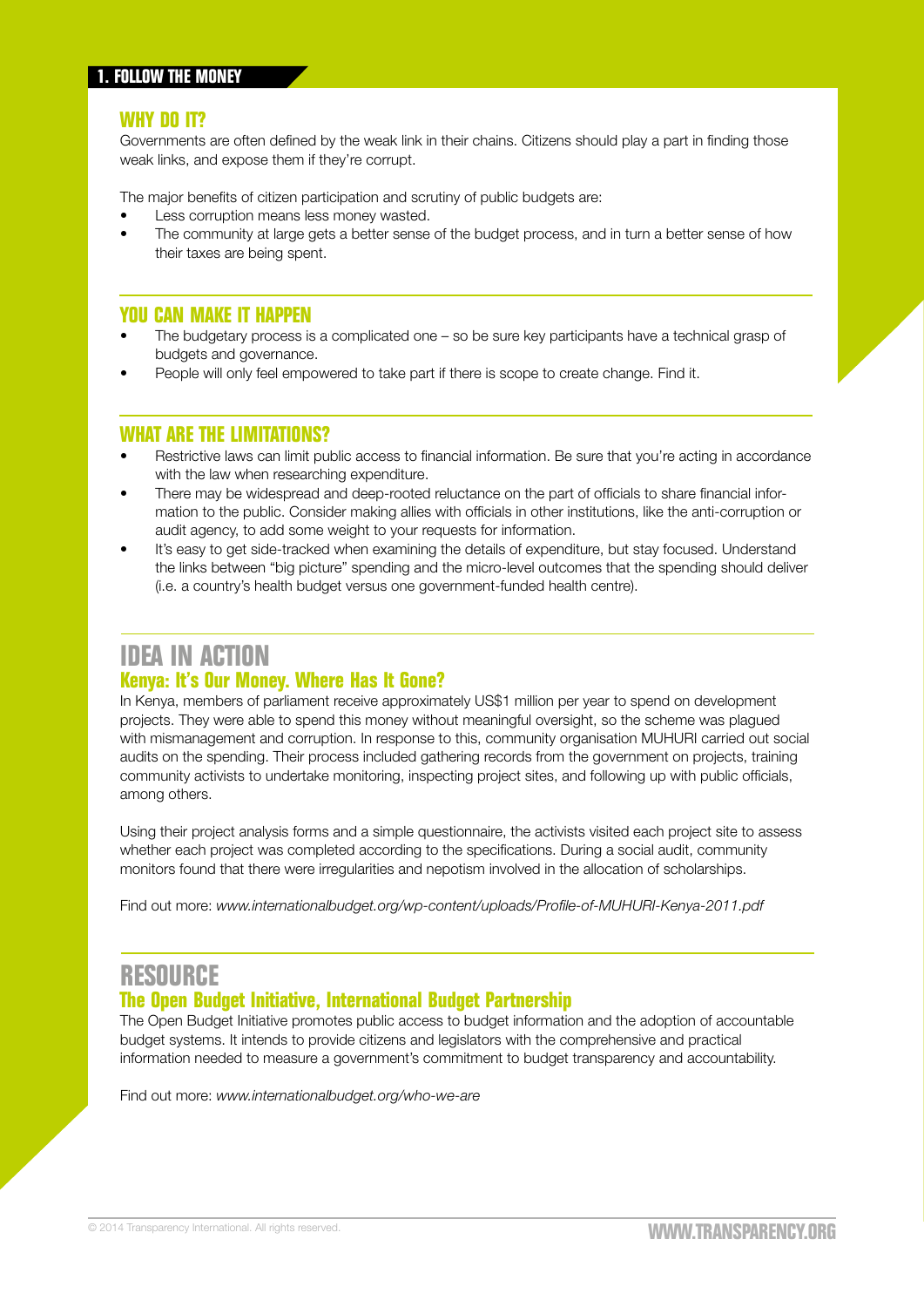# 1. FOLLOW THE MONEY

## WHY DO IT?

Governments are often defined by the weak link in their chains. Citizens should play a part in finding those weak links, and expose them if they're corrupt.

The major benefits of citizen participation and scrutiny of public budgets are:

- Less corruption means less money wasted.
- The community at large gets a better sense of the budget process, and in turn a better sense of how their taxes are being spent.

## YOU CAN MAKE IT HAPPEN

- The budgetary process is a complicated one – so be sure key participants have a technical grasp of budgets and governance.
- People will only feel empowered to take part if there is scope to create change. Find it.

## WHAT ARE THE LIMITATIONS?

- Restrictive laws can limit public access to financial information. Be sure that you're acting in accordance with the law when researching expenditure.
- There may be widespread and deep-rooted reluctance on the part of officials to share financial information to the public. Consider making allies with officials in other institutions, like the anti-corruption or audit agency, to add some weight to your requests for information.
- It's easy to get side-tracked when examining the details of expenditure, but stay focused. Understand the links between "big picture" spending and the micro-level outcomes that the spending should deliver (i.e. a country's health budget versus one government-funded health centre).

## IDEA IN ACTION

### Kenya: It's Our Money. Where Has It Gone?

In Kenya, members of parliament receive approximately US$1 million per year to spend on development projects. They were able to spend this money without meaningful oversight, so the scheme was plagued with mismanagement and corruption. In response to this, community organisation MUHURI carried out social audits on the spending. Their process included gathering records from the government on projects, training community activists to undertake monitoring, inspecting project sites, and following up with public officials, among others.

Using their project analysis forms and a simple questionnaire, the activists visited each project site to assess whether each project was completed according to the specifications. During a social audit, community monitors found that there were irregularities and nepotism involved in the allocation of scholarships.

Find out more: *www.internationalbudget.org/wp-content/uploads/Profile-of-MUHURI-Kenya-2011.pdf*

## RESOURCE

### The Open Budget Initiative, International Budget Partnership

The Open Budget Initiative promotes public access to budget information and the adoption of accountable budget systems. It intends to provide citizens and legislators with the comprehensive and practical information needed to measure a government's commitment to budget transparency and accountability.

Find out more: *www.internationalbudget.org/who-we-are*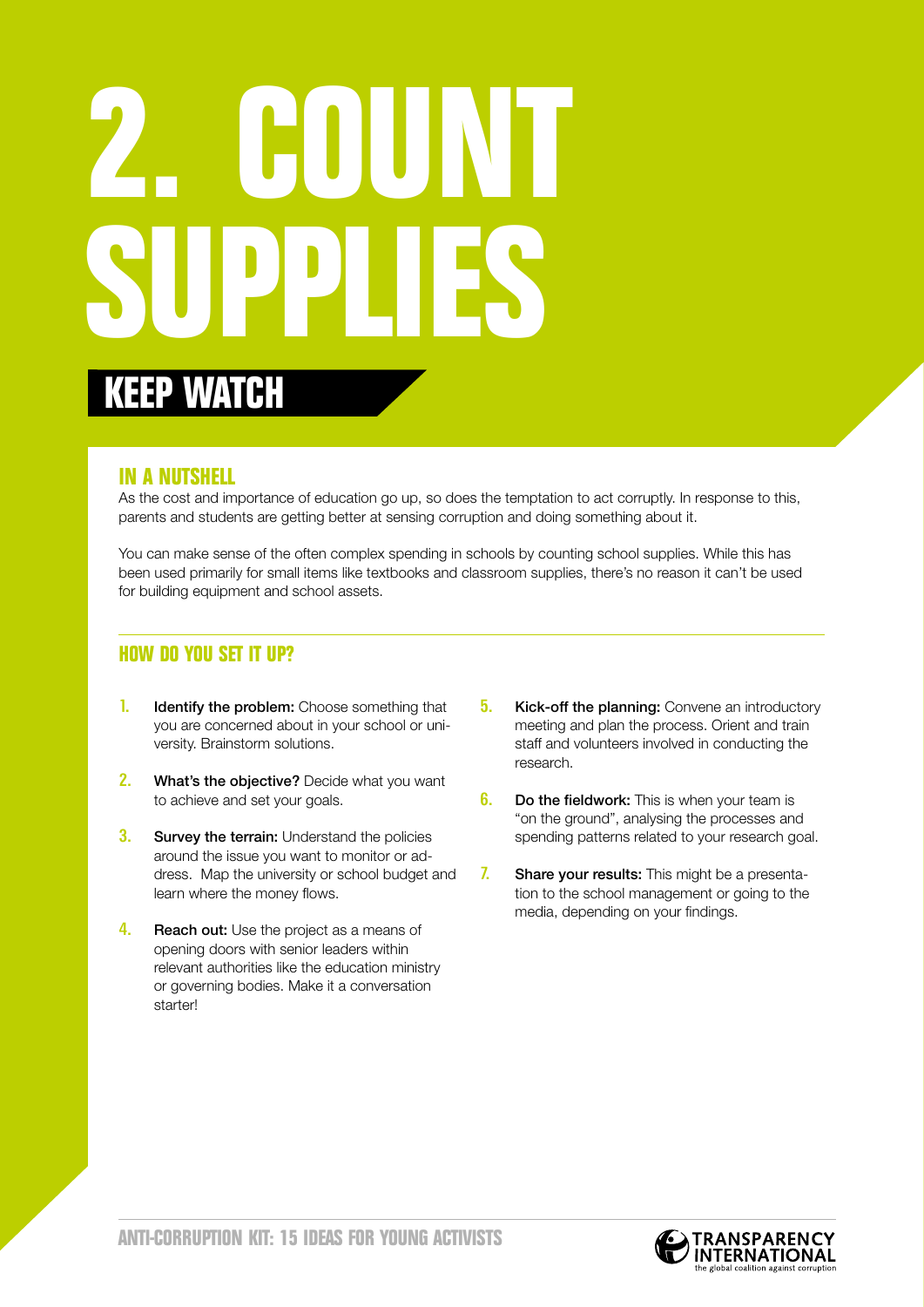# 2. COUNT SUPPLIES

## KEEP WATCH

### IN A NUTSHELL

As the cost and importance of education go up, so does the temptation to act corruptly. In response to this, parents and students are getting better at sensing corruption and doing something about it.

You can make sense of the often complex spending in schools by counting school supplies. While this has been used primarily for small items like textbooks and classroom supplies, there's no reason it can't be used for building equipment and school assets.

### HOW DO YOU SET IT UP?

1. **Identify the problem:** Choose something that you are concerned about in your school or university. Brainstorm solutions.
2. **What's the objective?** Decide what you want to achieve and set your goals.
3. **Survey the terrain:** Understand the policies around the issue you want to monitor or address. Map the university or school budget and learn where the money flows.
4. **Reach out:** Use the project as a means of opening doors with senior leaders within relevant authorities like the education ministry or governing bodies. Make it a conversation starter!
5. **Kick-off the planning:** Convene an introductory meeting and plan the process. Orient and train staff and volunteers involved in conducting the research.
6. **Do the fieldwork:** This is when your team is "on the ground", analysing the processes and spending patterns related to your research goal.
7. **Share your results:** This might be a presentation to the school management or going to the media, depending on your findings.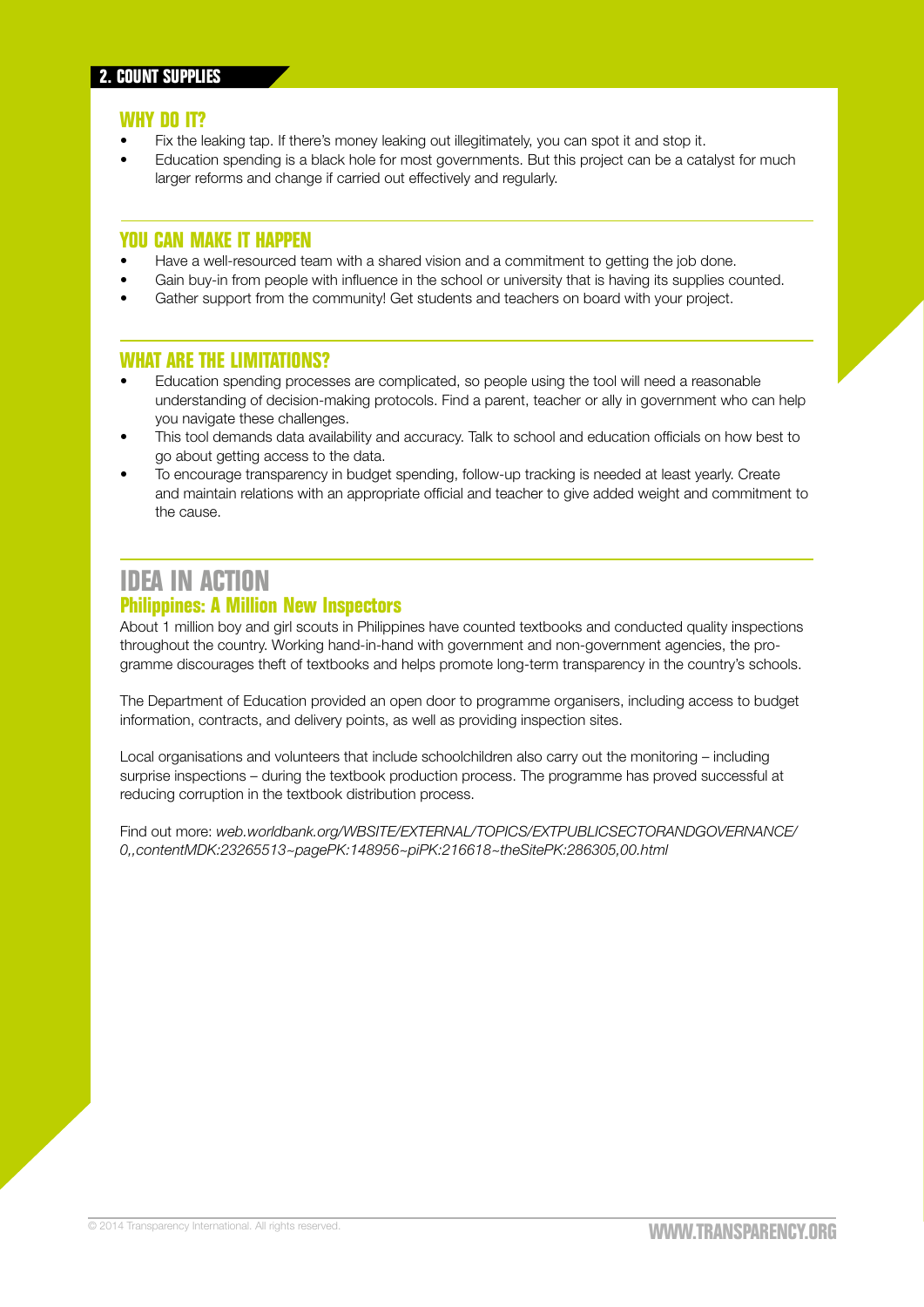## 2. COUNT SUPPLIES

### WHY DO IT?

- Fix the leaking tap. If there's money leaking out illegitimately, you can spot it and stop it.
- Education spending is a black hole for most governments. But this project can be a catalyst for much larger reforms and change if carried out effectively and regularly.

### YOU CAN MAKE IT HAPPEN

- Have a well-resourced team with a shared vision and a commitment to getting the job done.
- Gain buy-in from people with influence in the school or university that is having its supplies counted.
- Gather support from the community! Get students and teachers on board with your project.

### WHAT ARE THE LIMITATIONS?

- Education spending processes are complicated, so people using the tool will need a reasonable understanding of decision-making protocols. Find a parent, teacher or ally in government who can help you navigate these challenges.
- This tool demands data availability and accuracy. Talk to school and education officials on how best to go about getting access to the data.
- To encourage transparency in budget spending, follow-up tracking is needed at least yearly. Create and maintain relations with an appropriate official and teacher to give added weight and commitment to the cause.

## IDEA IN ACTION

### Philippines: A Million New Inspectors

About 1 million boy and girl scouts in Philippines have counted textbooks and conducted quality inspections throughout the country. Working hand-in-hand with government and non-government agencies, the programme discourages theft of textbooks and helps promote long-term transparency in the country's schools.

The Department of Education provided an open door to programme organisers, including access to budget information, contracts, and delivery points, as well as providing inspection sites.

Local organisations and volunteers that include schoolchildren also carry out the monitoring – including surprise inspections – during the textbook production process. The programme has proved successful at reducing corruption in the textbook distribution process.

Find out more: *web.worldbank.org/WBSITE/EXTERNAL/TOPICS/EXTPUBLICSECTORANDGOVERNANCE/0,,contentMDK:23265513~pagePK:148956~piPK:216618~theSitePK:286305,00.html*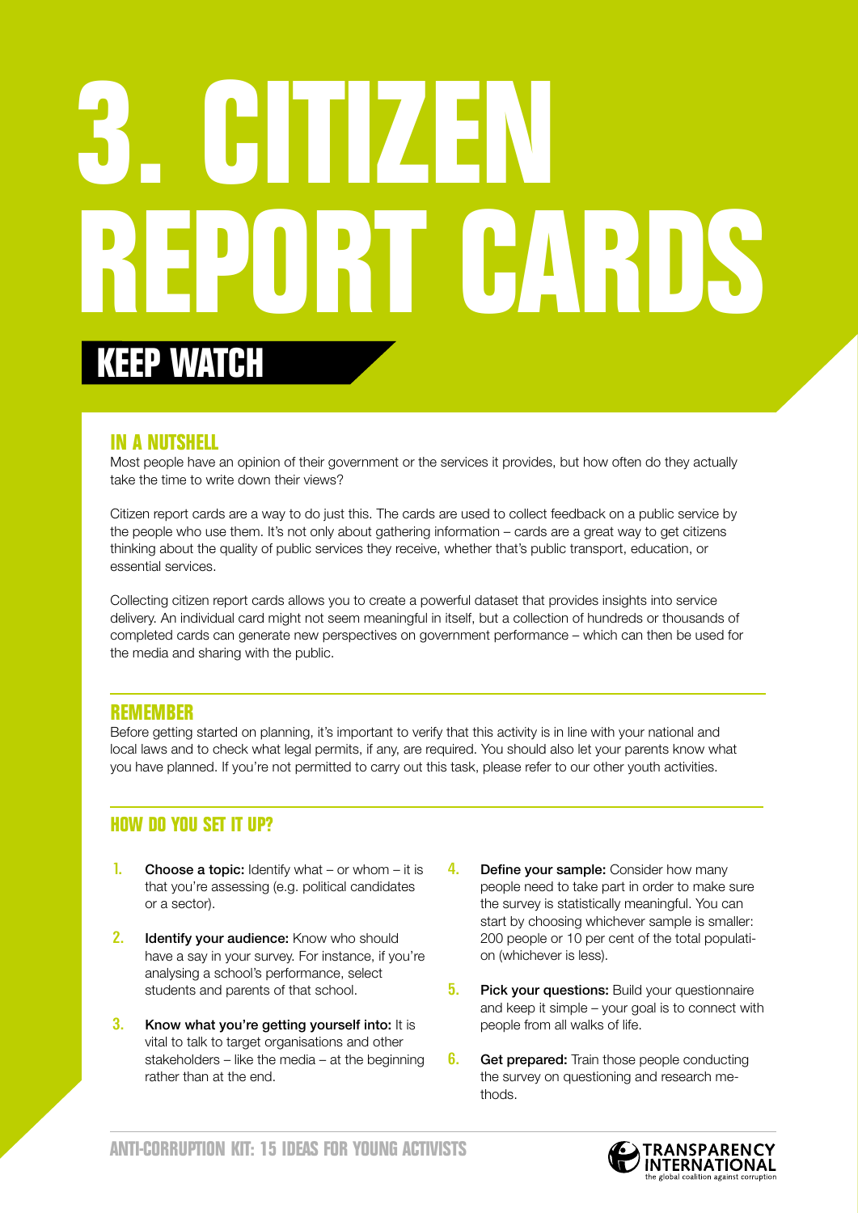# 3. CITIZEN REPORT CARDS

## KEEP WATCH

### IN A NUTSHELL

Most people have an opinion of their government or the services it provides, but how often do they actually take the time to write down their views?

Citizen report cards are a way to do just this. The cards are used to collect feedback on a public service by the people who use them. It's not only about gathering information – cards are a great way to get citizens thinking about the quality of public services they receive, whether that's public transport, education, or essential services.

Collecting citizen report cards allows you to create a powerful dataset that provides insights into service delivery. An individual card might not seem meaningful in itself, but a collection of hundreds or thousands of completed cards can generate new perspectives on government performance – which can then be used for the media and sharing with the public.

### REMEMBER

Before getting started on planning, it's important to verify that this activity is in line with your national and local laws and to check what legal permits, if any, are required. You should also let your parents know what you have planned. If you're not permitted to carry out this task, please refer to our other youth activities.

### HOW DO YOU SET IT UP?

1. **Choose a topic:** Identify what – or whom – it is that you're assessing (e.g. political candidates or a sector).
2. **Identify your audience:** Know who should have a say in your survey. For instance, if you're analysing a school's performance, select students and parents of that school.
3. **Know what you're getting yourself into:** It is vital to talk to target organisations and other stakeholders – like the media – at the beginning rather than at the end.
4. **Define your sample:** Consider how many people need to take part in order to make sure the survey is statistically meaningful. You can start by choosing whichever sample is smaller: 200 people or 10 per cent of the total population (whichever is less).
5. **Pick your questions:** Build your questionnaire and keep it simple – your goal is to connect with people from all walks of life.
6. **Get prepared:** Train those people conducting the survey on questioning and research methods.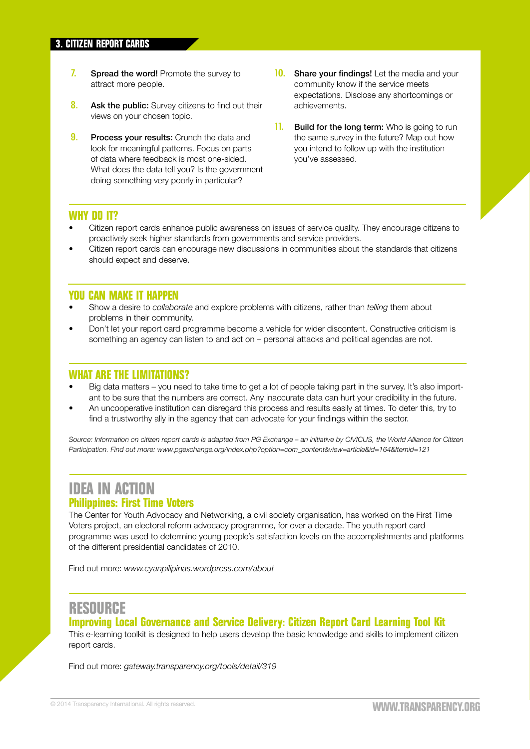## 3. CITIZEN REPORT CARDS

7. **Spread the word!** Promote the survey to attract more people.

8. **Ask the public:** Survey citizens to find out their views on your chosen topic.

9. **Process your results:** Crunch the data and look for meaningful patterns. Focus on parts of data where feedback is most one-sided. What does the data tell you? Is the government doing something very poorly in particular?

10. **Share your findings!** Let the media and your community know if the service meets expectations. Disclose any shortcomings or achievements.

11. **Build for the long term:** Who is going to run the same survey in the future? Map out how you intend to follow up with the institution you've assessed.

### WHY DO IT?

- Citizen report cards enhance public awareness on issues of service quality. They encourage citizens to proactively seek higher standards from governments and service providers.
- Citizen report cards can encourage new discussions in communities about the standards that citizens should expect and deserve.

### YOU CAN MAKE IT HAPPEN

- Show a desire to *collaborate* and explore problems with citizens, rather than *telling* them about problems in their community.
- Don't let your report card programme become a vehicle for wider discontent. Constructive criticism is something an agency can listen to and act on – personal attacks and political agendas are not.

### WHAT ARE THE LIMITATIONS?

- Big data matters – you need to take time to get a lot of people taking part in the survey. It's also important to be sure that the numbers are correct. Any inaccurate data can hurt your credibility in the future.
- An uncooperative institution can disregard this process and results easily at times. To deter this, try to find a trustworthy ally in the agency that can advocate for your findings within the sector.

*Source: Information on citizen report cards is adapted from PG Exchange – an initiative by CIVICUS, the World Alliance for Citizen Participation. Find out more: www.pgexchange.org/index.php?option=com_content&view=article&id=164&Itemid=121*

## IDEA IN ACTION

### Philippines: First Time Voters

The Center for Youth Advocacy and Networking, a civil society organisation, has worked on the First Time Voters project, an electoral reform advocacy programme, for over a decade. The youth report card programme was used to determine young people's satisfaction levels on the accomplishments and platforms of the different presidential candidates of 2010.

Find out more: *www.cyanpilipinas.wordpress.com/about*

## RESOURCE

### Improving Local Governance and Service Delivery: Citizen Report Card Learning Tool Kit

This e-learning toolkit is designed to help users develop the basic knowledge and skills to implement citizen report cards.

Find out more: *gateway.transparency.org/tools/detail/319*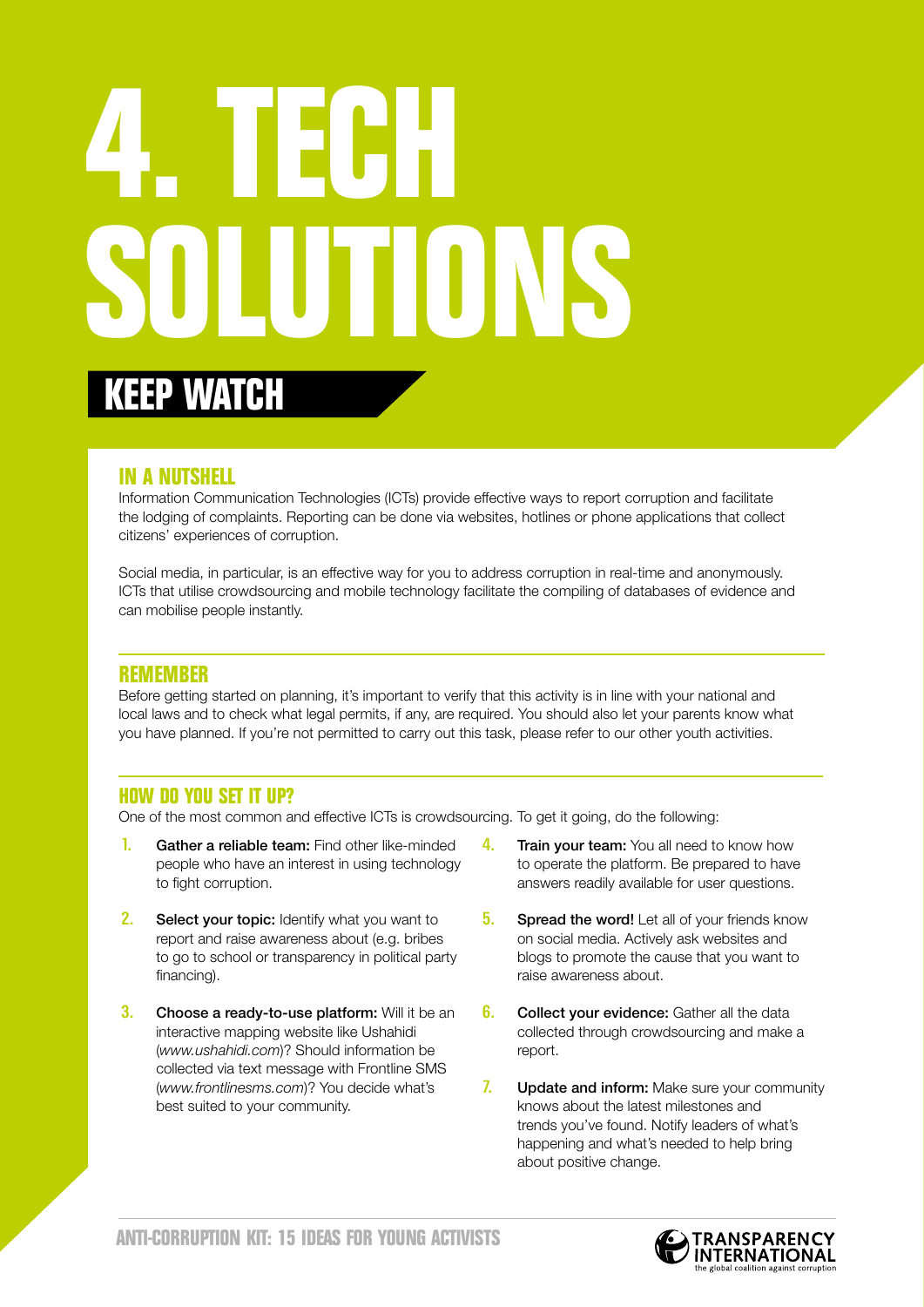# 4. TECH SOLUTIONS

## KEEP WATCH

### IN A NUTSHELL

Information Communication Technologies (ICTs) provide effective ways to report corruption and facilitate the lodging of complaints. Reporting can be done via websites, hotlines or phone applications that collect citizens' experiences of corruption.

Social media, in particular, is an effective way for you to address corruption in real-time and anonymously. ICTs that utilise crowdsourcing and mobile technology facilitate the compiling of databases of evidence and can mobilise people instantly.

### REMEMBER

Before getting started on planning, it's important to verify that this activity is in line with your national and local laws and to check what legal permits, if any, are required. You should also let your parents know what you have planned. If you're not permitted to carry out this task, please refer to our other youth activities.

### HOW DO YOU SET IT UP?

One of the most common and effective ICTs is crowdsourcing. To get it going, do the following:

1. **Gather a reliable team:** Find other like-minded people who have an interest in using technology to fight corruption.
2. **Select your topic:** Identify what you want to report and raise awareness about (e.g. bribes to go to school or transparency in political party financing).
3. **Choose a ready-to-use platform:** Will it be an interactive mapping website like Ushahidi (*www.ushahidi.com*)? Should information be collected via text message with Frontline SMS (*www.frontlinesms.com*)? You decide what's best suited to your community.
4. **Train your team:** You all need to know how to operate the platform. Be prepared to have answers readily available for user questions.
5. **Spread the word!** Let all of your friends know on social media. Actively ask websites and blogs to promote the cause that you want to raise awareness about.
6. **Collect your evidence:** Gather all the data collected through crowdsourcing and make a report.
7. **Update and inform:** Make sure your community knows about the latest milestones and trends you've found. Notify leaders of what's happening and what's needed to help bring about positive change.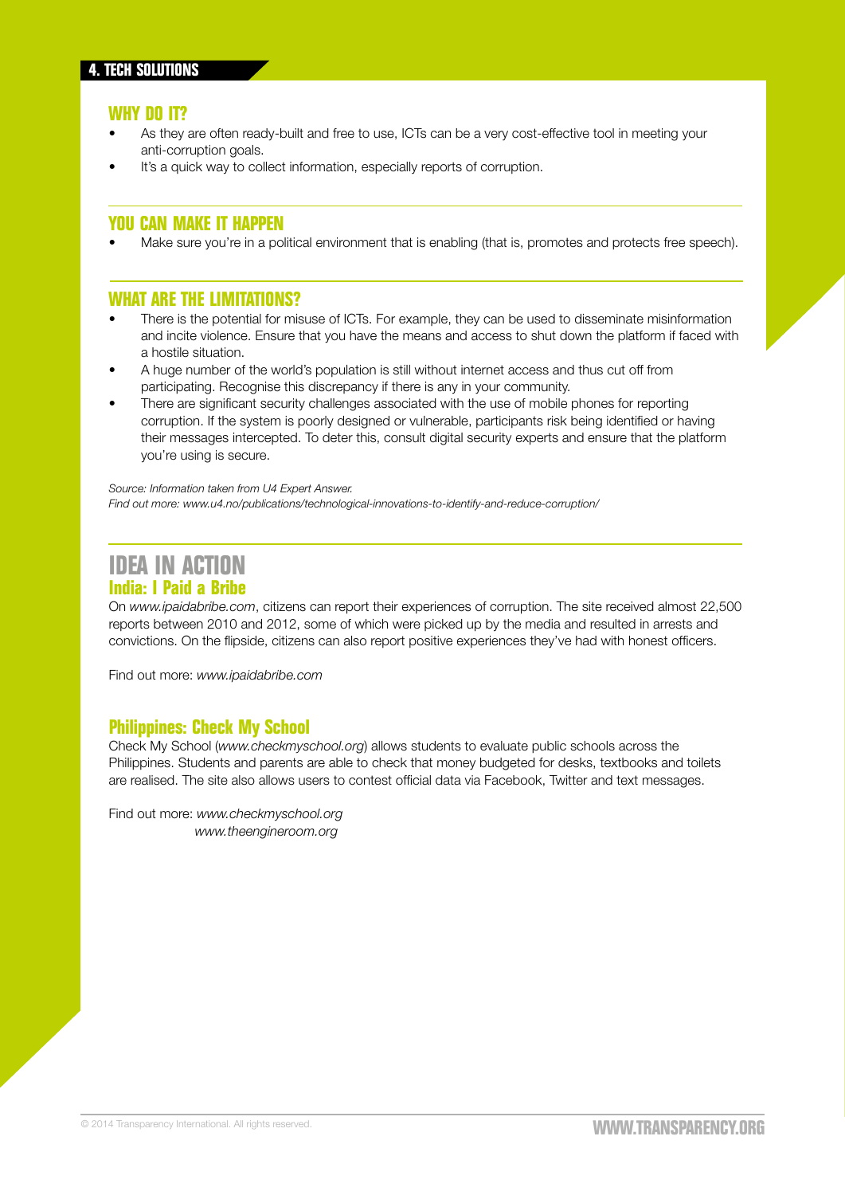## 4. TECH SOLUTIONS

### WHY DO IT?

- As they are often ready-built and free to use, ICTs can be a very cost-effective tool in meeting your anti-corruption goals.
- It's a quick way to collect information, especially reports of corruption.

### YOU CAN MAKE IT HAPPEN

- Make sure you're in a political environment that is enabling (that is, promotes and protects free speech).

### WHAT ARE THE LIMITATIONS?

- There is the potential for misuse of ICTs. For example, they can be used to disseminate misinformation and incite violence. Ensure that you have the means and access to shut down the platform if faced with a hostile situation.
- A huge number of the world's population is still without internet access and thus cut off from participating. Recognise this discrepancy if there is any in your community.
- There are significant security challenges associated with the use of mobile phones for reporting corruption. If the system is poorly designed or vulnerable, participants risk being identified or having their messages intercepted. To deter this, consult digital security experts and ensure that the platform you're using is secure.

*Source: Information taken from U4 Expert Answer.*
*Find out more: www.u4.no/publications/technological-innovations-to-identify-and-reduce-corruption/*

## IDEA IN ACTION

### India: I Paid a Bribe

On *www.ipaidabribe.com*, citizens can report their experiences of corruption. The site received almost 22,500 reports between 2010 and 2012, some of which were picked up by the media and resulted in arrests and convictions. On the flipside, citizens can also report positive experiences they've had with honest officers.

Find out more: *www.ipaidabribe.com*

### Philippines: Check My School

Check My School (*www.checkmyschool.org*) allows students to evaluate public schools across the Philippines. Students and parents are able to check that money budgeted for desks, textbooks and toilets are realised. The site also allows users to contest official data via Facebook, Twitter and text messages.

Find out more: *www.checkmyschool.org*
*www.theengineroom.org*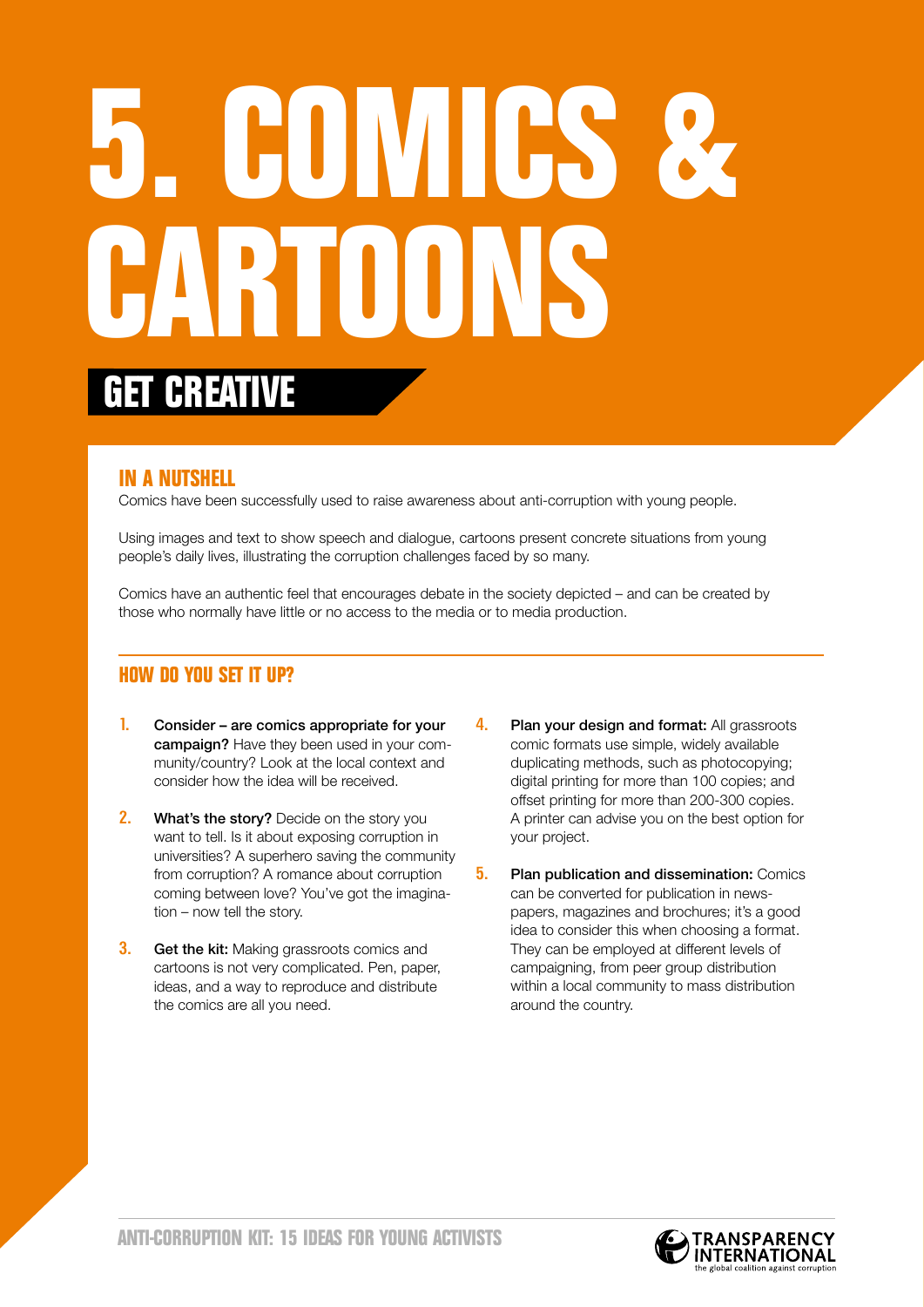# 5. COMICS & CARTOONS

## GET CREATIVE

### IN A NUTSHELL

Comics have been successfully used to raise awareness about anti-corruption with young people.

Using images and text to show speech and dialogue, cartoons present concrete situations from young people's daily lives, illustrating the corruption challenges faced by so many.

Comics have an authentic feel that encourages debate in the society depicted – and can be created by those who normally have little or no access to the media or to media production.

### HOW DO YOU SET IT UP?

1. **Consider – are comics appropriate for your campaign?** Have they been used in your community/country? Look at the local context and consider how the idea will be received.

2. **What's the story?** Decide on the story you want to tell. Is it about exposing corruption in universities? A superhero saving the community from corruption? A romance about corruption coming between love? You've got the imagination – now tell the story.

3. **Get the kit:** Making grassroots comics and cartoons is not very complicated. Pen, paper, ideas, and a way to reproduce and distribute the comics are all you need.

4. **Plan your design and format:** All grassroots comic formats use simple, widely available duplicating methods, such as photocopying; digital printing for more than 100 copies; and offset printing for more than 200-300 copies. A printer can advise you on the best option for your project.

5. **Plan publication and dissemination:** Comics can be converted for publication in newspapers, magazines and brochures; it's a good idea to consider this when choosing a format. They can be employed at different levels of campaigning, from peer group distribution within a local community to mass distribution around the country.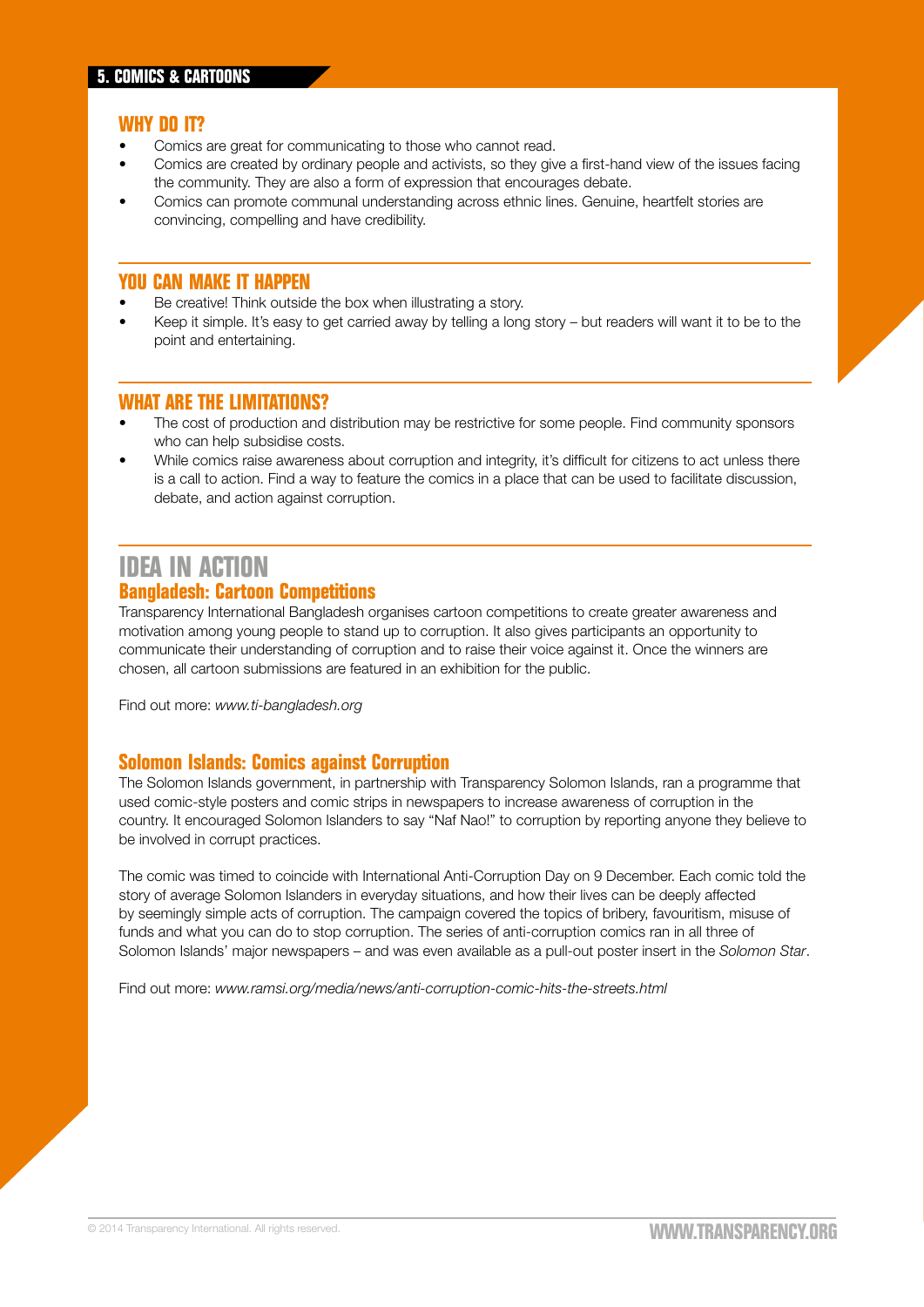## 5. COMICS & CARTOONS

### WHY DO IT?

- Comics are great for communicating to those who cannot read.
- Comics are created by ordinary people and activists, so they give a first-hand view of the issues facing the community. They are also a form of expression that encourages debate.
- Comics can promote communal understanding across ethnic lines. Genuine, heartfelt stories are convincing, compelling and have credibility.

### YOU CAN MAKE IT HAPPEN

- Be creative! Think outside the box when illustrating a story.
- Keep it simple. It's easy to get carried away by telling a long story – but readers will want it to be to the point and entertaining.

### WHAT ARE THE LIMITATIONS?

- The cost of production and distribution may be restrictive for some people. Find community sponsors who can help subsidise costs.
- While comics raise awareness about corruption and integrity, it's difficult for citizens to act unless there is a call to action. Find a way to feature the comics in a place that can be used to facilitate discussion, debate, and action against corruption.

## IDEA IN ACTION

### Bangladesh: Cartoon Competitions

Transparency International Bangladesh organises cartoon competitions to create greater awareness and motivation among young people to stand up to corruption. It also gives participants an opportunity to communicate their understanding of corruption and to raise their voice against it. Once the winners are chosen, all cartoon submissions are featured in an exhibition for the public.

Find out more: *www.ti-bangladesh.org*

### Solomon Islands: Comics against Corruption

The Solomon Islands government, in partnership with Transparency Solomon Islands, ran a programme that used comic-style posters and comic strips in newspapers to increase awareness of corruption in the country. It encouraged Solomon Islanders to say "Naf Nao!" to corruption by reporting anyone they believe to be involved in corrupt practices.

The comic was timed to coincide with International Anti-Corruption Day on 9 December. Each comic told the story of average Solomon Islanders in everyday situations, and how their lives can be deeply affected by seemingly simple acts of corruption. The campaign covered the topics of bribery, favouritism, misuse of funds and what you can do to stop corruption. The series of anti-corruption comics ran in all three of Solomon Islands' major newspapers – and was even available as a pull-out poster insert in the *Solomon Star*.

Find out more: *www.ramsi.org/media/news/anti-corruption-comic-hits-the-streets.html*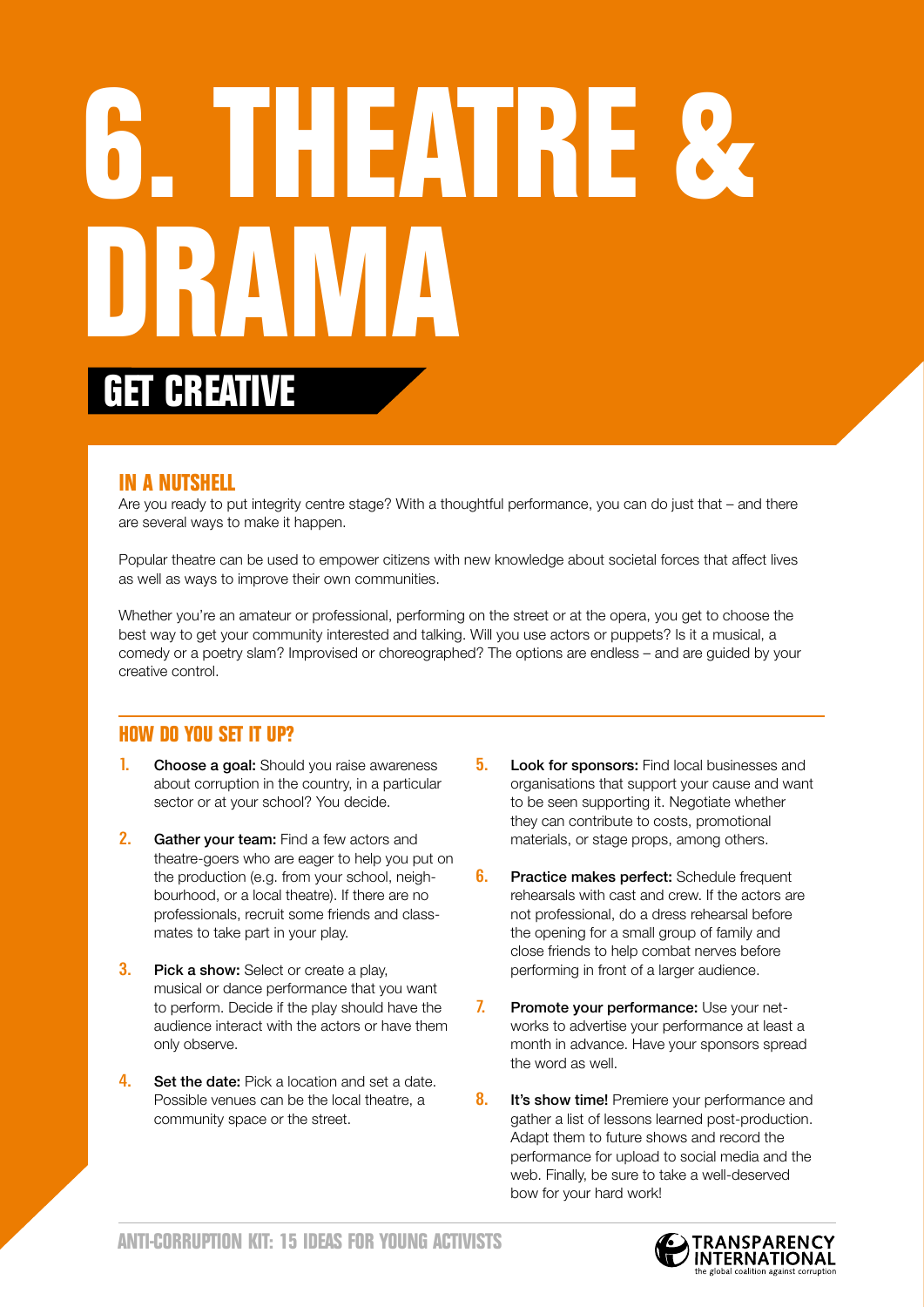# 6. THEATRE & DRAMA

## GET CREATIVE

### IN A NUTSHELL

Are you ready to put integrity centre stage? With a thoughtful performance, you can do just that – and there are several ways to make it happen.

Popular theatre can be used to empower citizens with new knowledge about societal forces that affect lives as well as ways to improve their own communities.

Whether you're an amateur or professional, performing on the street or at the opera, you get to choose the best way to get your community interested and talking. Will you use actors or puppets? Is it a musical, a comedy or a poetry slam? Improvised or choreographed? The options are endless – and are guided by your creative control.

### HOW DO YOU SET IT UP?

1. **Choose a goal:** Should you raise awareness about corruption in the country, in a particular sector or at your school? You decide.
2. **Gather your team:** Find a few actors and theatre-goers who are eager to help you put on the production (e.g. from your school, neighbourhood, or a local theatre). If there are no professionals, recruit some friends and classmates to take part in your play.
3. **Pick a show:** Select or create a play, musical or dance performance that you want to perform. Decide if the play should have the audience interact with the actors or have them only observe.
4. **Set the date:** Pick a location and set a date. Possible venues can be the local theatre, a community space or the street.
5. **Look for sponsors:** Find local businesses and organisations that support your cause and want to be seen supporting it. Negotiate whether they can contribute to costs, promotional materials, or stage props, among others.
6. **Practice makes perfect:** Schedule frequent rehearsals with cast and crew. If the actors are not professional, do a dress rehearsal before the opening for a small group of family and close friends to help combat nerves before performing in front of a larger audience.
7. **Promote your performance:** Use your networks to advertise your performance at least a month in advance. Have your sponsors spread the word as well.
8. **It's show time!** Premiere your performance and gather a list of lessons learned post-production. Adapt them to future shows and record the performance for upload to social media and the web. Finally, be sure to take a well-deserved bow for your hard work!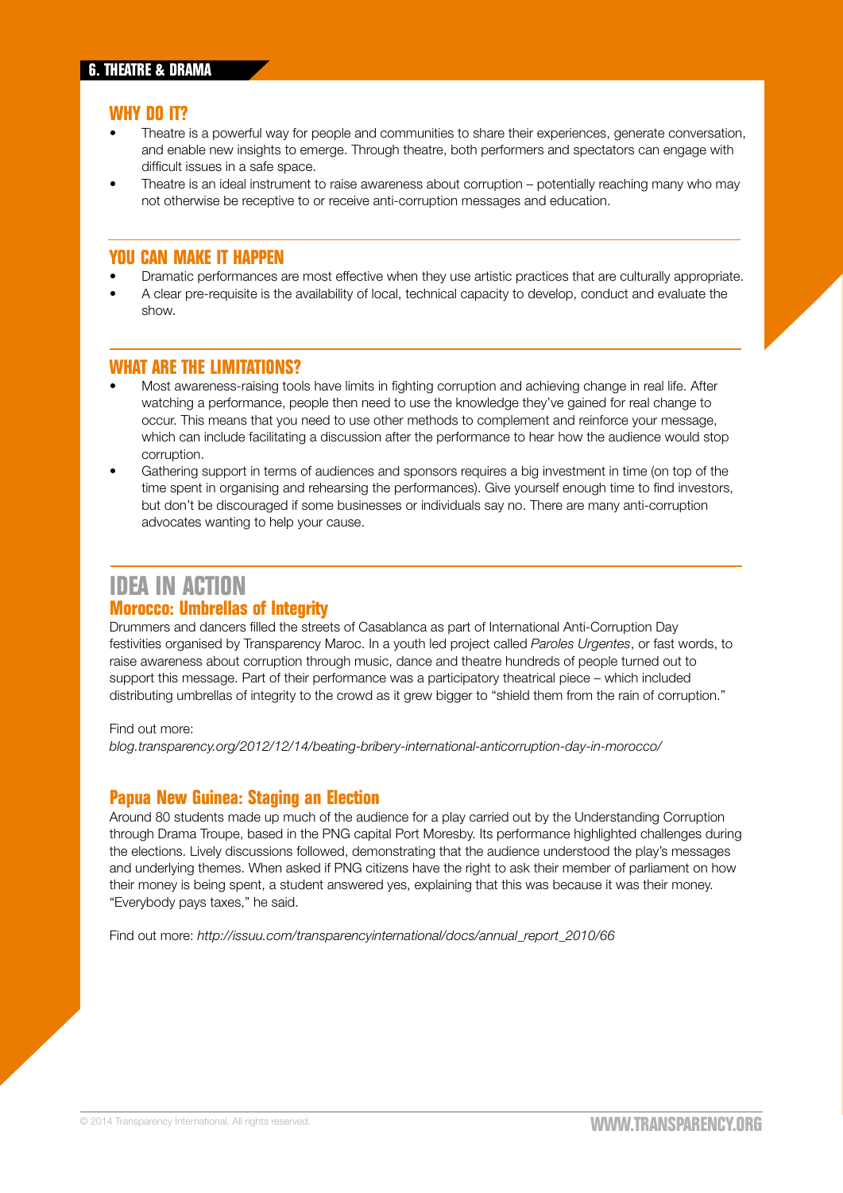## 6. THEATRE & DRAMA

### WHY DO IT?

- Theatre is a powerful way for people and communities to share their experiences, generate conversation, and enable new insights to emerge. Through theatre, both performers and spectators can engage with difficult issues in a safe space.
- Theatre is an ideal instrument to raise awareness about corruption – potentially reaching many who may not otherwise be receptive to or receive anti-corruption messages and education.

### YOU CAN MAKE IT HAPPEN

- Dramatic performances are most effective when they use artistic practices that are culturally appropriate.
- A clear pre-requisite is the availability of local, technical capacity to develop, conduct and evaluate the show.

### WHAT ARE THE LIMITATIONS?

- Most awareness-raising tools have limits in fighting corruption and achieving change in real life. After watching a performance, people then need to use the knowledge they've gained for real change to occur. This means that you need to use other methods to complement and reinforce your message, which can include facilitating a discussion after the performance to hear how the audience would stop corruption.
- Gathering support in terms of audiences and sponsors requires a big investment in time (on top of the time spent in organising and rehearsing the performances). Give yourself enough time to find investors, but don't be discouraged if some businesses or individuals say no. There are many anti-corruption advocates wanting to help your cause.

## IDEA IN ACTION

### Morocco: Umbrellas of Integrity

Drummers and dancers filled the streets of Casablanca as part of International Anti-Corruption Day festivities organised by Transparency Maroc. In a youth led project called *Paroles Urgentes*, or fast words, to raise awareness about corruption through music, dance and theatre hundreds of people turned out to support this message. Part of their performance was a participatory theatrical piece – which included distributing umbrellas of integrity to the crowd as it grew bigger to "shield them from the rain of corruption."

Find out more:
*blog.transparency.org/2012/12/14/beating-bribery-international-anticorruption-day-in-morocco/*

### Papua New Guinea: Staging an Election

Around 80 students made up much of the audience for a play carried out by the Understanding Corruption through Drama Troupe, based in the PNG capital Port Moresby. Its performance highlighted challenges during the elections. Lively discussions followed, demonstrating that the audience understood the play's messages and underlying themes. When asked if PNG citizens have the right to ask their member of parliament on how their money is being spent, a student answered yes, explaining that this was because it was their money. "Everybody pays taxes," he said.

Find out more: *http://issuu.com/transparencyinternational/docs/annual_report_2010/66*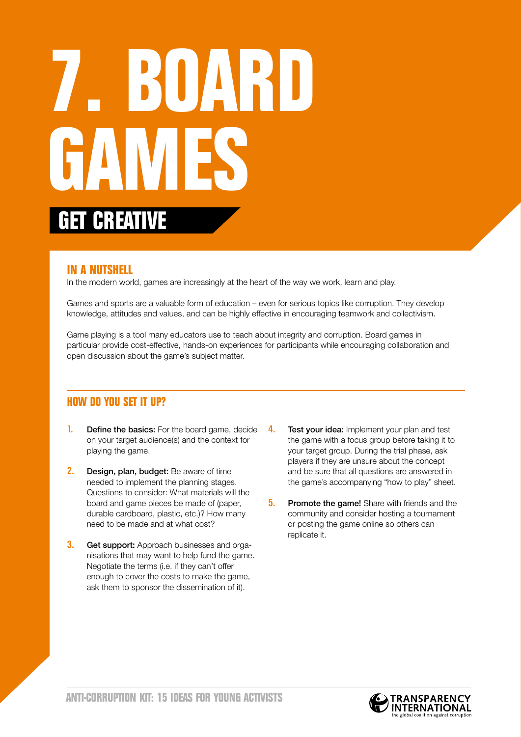# 7. BOARD GAMES

## GET CREATIVE

### IN A NUTSHELL

In the modern world, games are increasingly at the heart of the way we work, learn and play.

Games and sports are a valuable form of education – even for serious topics like corruption. They develop knowledge, attitudes and values, and can be highly effective in encouraging teamwork and collectivism.

Game playing is a tool many educators use to teach about integrity and corruption. Board games in particular provide cost-effective, hands-on experiences for participants while encouraging collaboration and open discussion about the game's subject matter.

### HOW DO YOU SET IT UP?

1. **Define the basics:** For the board game, decide on your target audience(s) and the context for playing the game.

2. **Design, plan, budget:** Be aware of time needed to implement the planning stages. Questions to consider: What materials will the board and game pieces be made of (paper, durable cardboard, plastic, etc.)? How many need to be made and at what cost?

3. **Get support:** Approach businesses and organisations that may want to help fund the game. Negotiate the terms (i.e. if they can't offer enough to cover the costs to make the game, ask them to sponsor the dissemination of it).

4. **Test your idea:** Implement your plan and test the game with a focus group before taking it to your target group. During the trial phase, ask players if they are unsure about the concept and be sure that all questions are answered in the game's accompanying "how to play" sheet.

5. **Promote the game!** Share with friends and the community and consider hosting a tournament or posting the game online so others can replicate it.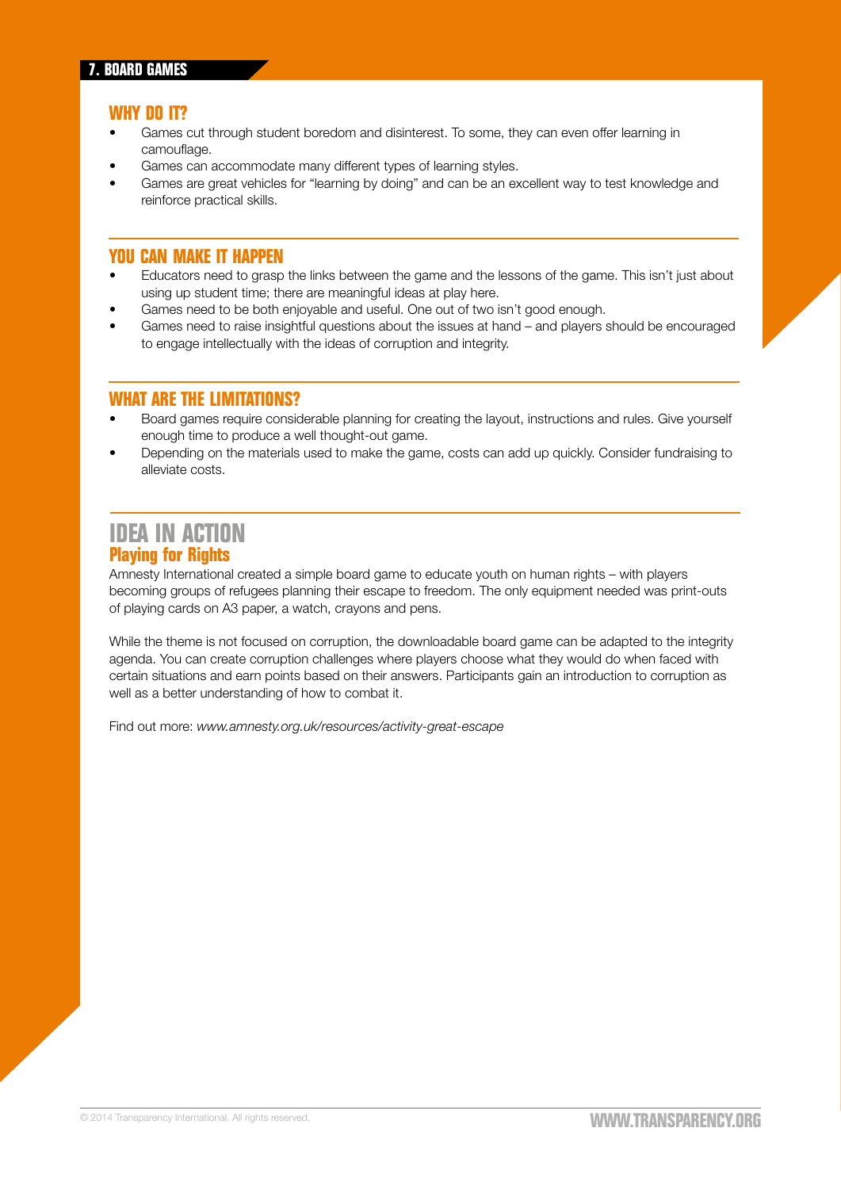## 7. BOARD GAMES

### WHY DO IT?

- Games cut through student boredom and disinterest. To some, they can even offer learning in camouflage.
- Games can accommodate many different types of learning styles.
- Games are great vehicles for “learning by doing” and can be an excellent way to test knowledge and reinforce practical skills.

### YOU CAN MAKE IT HAPPEN

- Educators need to grasp the links between the game and the lessons of the game. This isn’t just about using up student time; there are meaningful ideas at play here.
- Games need to be both enjoyable and useful. One out of two isn’t good enough.
- Games need to raise insightful questions about the issues at hand – and players should be encouraged to engage intellectually with the ideas of corruption and integrity.

### WHAT ARE THE LIMITATIONS?

- Board games require considerable planning for creating the layout, instructions and rules. Give yourself enough time to produce a well thought-out game.
- Depending on the materials used to make the game, costs can add up quickly. Consider fundraising to alleviate costs.

## IDEA IN ACTION

### Playing for Rights

Amnesty International created a simple board game to educate youth on human rights – with players becoming groups of refugees planning their escape to freedom. The only equipment needed was print-outs of playing cards on A3 paper, a watch, crayons and pens.

While the theme is not focused on corruption, the downloadable board game can be adapted to the integrity agenda. You can create corruption challenges where players choose what they would do when faced with certain situations and earn points based on their answers. Participants gain an introduction to corruption as well as a better understanding of how to combat it.

Find out more: *www.amnesty.org.uk/resources/activity-great-escape*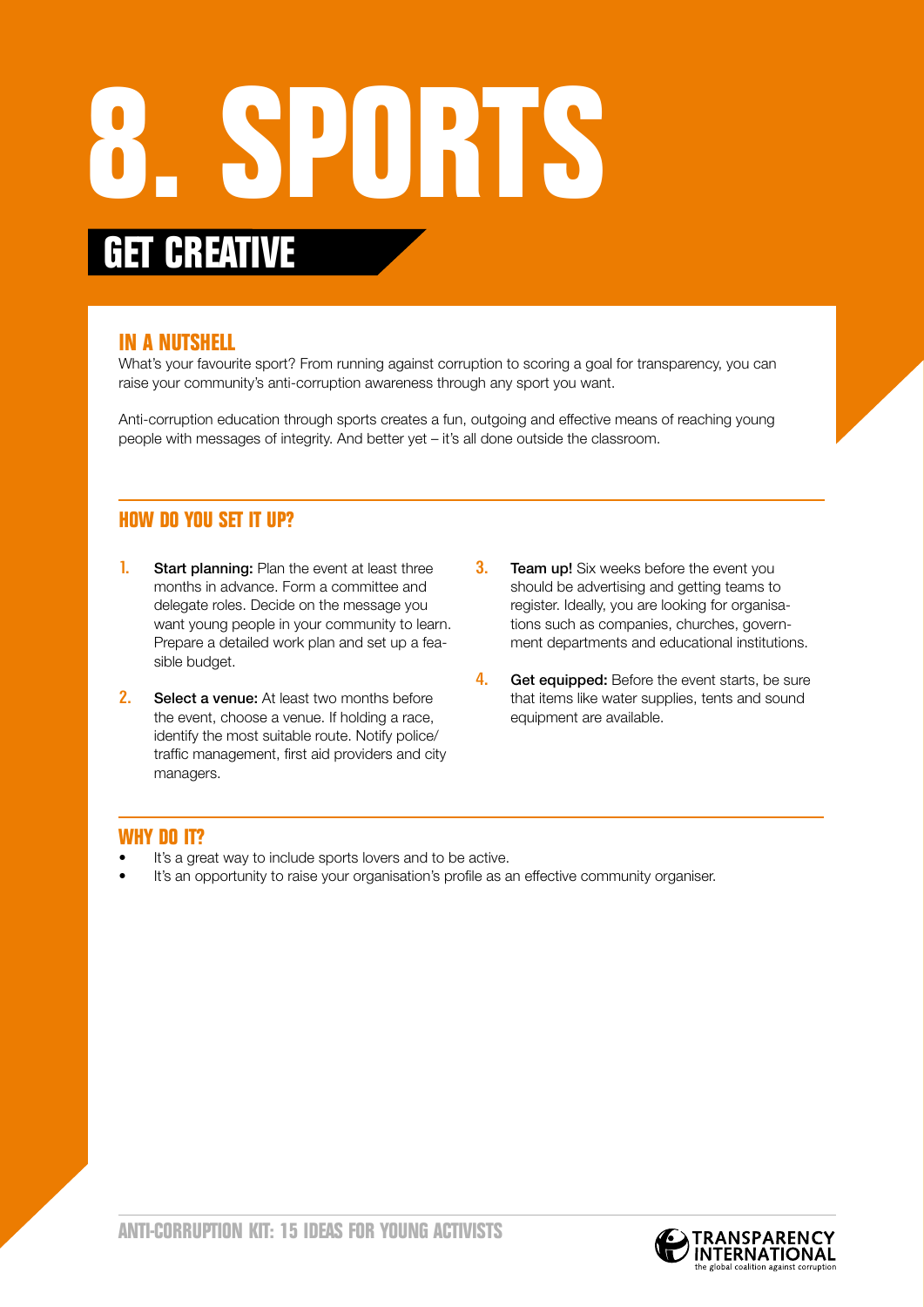# 8. SPORTS

## GET CREATIVE

### IN A NUTSHELL

What's your favourite sport? From running against corruption to scoring a goal for transparency, you can raise your community's anti-corruption awareness through any sport you want.

Anti-corruption education through sports creates a fun, outgoing and effective means of reaching young people with messages of integrity. And better yet – it's all done outside the classroom.

### HOW DO YOU SET IT UP?

1. **Start planning:** Plan the event at least three months in advance. Form a committee and delegate roles. Decide on the message you want young people in your community to learn. Prepare a detailed work plan and set up a feasible budget.
2. **Select a venue:** At least two months before the event, choose a venue. If holding a race, identify the most suitable route. Notify police/traffic management, first aid providers and city managers.
3. **Team up!** Six weeks before the event you should be advertising and getting teams to register. Ideally, you are looking for organisations such as companies, churches, government departments and educational institutions.
4. **Get equipped:** Before the event starts, be sure that items like water supplies, tents and sound equipment are available.

### WHY DO IT?

- It's a great way to include sports lovers and to be active.
- It's an opportunity to raise your organisation's profile as an effective community organiser.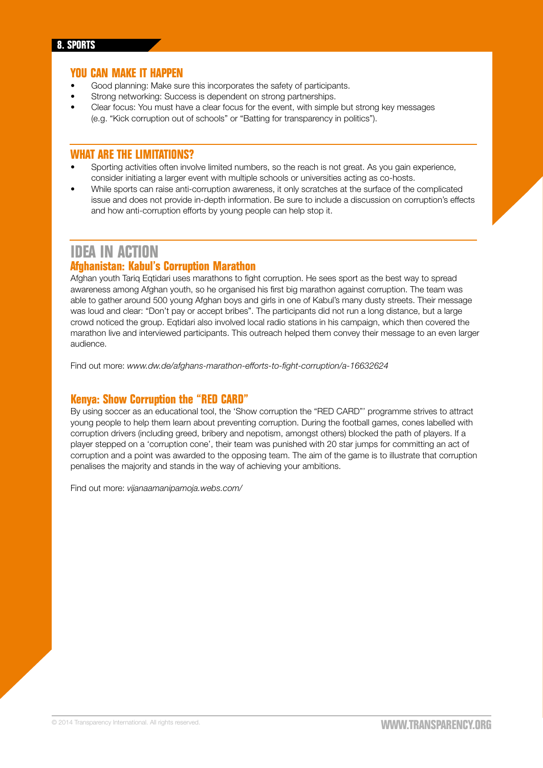## 8. SPORTS

### YOU CAN MAKE IT HAPPEN

- Good planning: Make sure this incorporates the safety of participants.
- Strong networking: Success is dependent on strong partnerships.
- Clear focus: You must have a clear focus for the event, with simple but strong key messages (e.g. "Kick corruption out of schools" or "Batting for transparency in politics").

### WHAT ARE THE LIMITATIONS?

- Sporting activities often involve limited numbers, so the reach is not great. As you gain experience, consider initiating a larger event with multiple schools or universities acting as co-hosts.
- While sports can raise anti-corruption awareness, it only scratches at the surface of the complicated issue and does not provide in-depth information. Be sure to include a discussion on corruption's effects and how anti-corruption efforts by young people can help stop it.

## IDEA IN ACTION

### Afghanistan: Kabul's Corruption Marathon

Afghan youth Tariq Eqtidari uses marathons to fight corruption. He sees sport as the best way to spread awareness among Afghan youth, so he organised his first big marathon against corruption. The team was able to gather around 500 young Afghan boys and girls in one of Kabul's many dusty streets. Their message was loud and clear: "Don't pay or accept bribes". The participants did not run a long distance, but a large crowd noticed the group. Eqtidari also involved local radio stations in his campaign, which then covered the marathon live and interviewed participants. This outreach helped them convey their message to an even larger audience.

Find out more: *www.dw.de/afghans-marathon-efforts-to-fight-corruption/a-16632624*

### Kenya: Show Corruption the "RED CARD"

By using soccer as an educational tool, the 'Show corruption the "RED CARD"' programme strives to attract young people to help them learn about preventing corruption. During the football games, cones labelled with corruption drivers (including greed, bribery and nepotism, amongst others) blocked the path of players. If a player stepped on a 'corruption cone', their team was punished with 20 star jumps for committing an act of corruption and a point was awarded to the opposing team. The aim of the game is to illustrate that corruption penalises the majority and stands in the way of achieving your ambitions.

Find out more: *vijanaamanipamoja.webs.com/*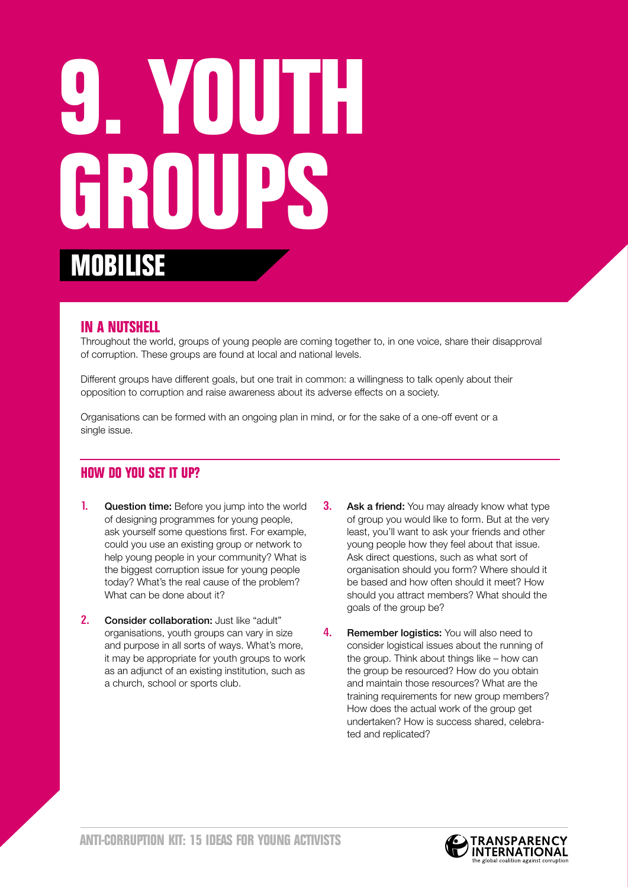# 9. YOUTH GROUPS

## MOBILISE

### IN A NUTSHELL

Throughout the world, groups of young people are coming together to, in one voice, share their disapproval of corruption. These groups are found at local and national levels.

Different groups have different goals, but one trait in common: a willingness to talk openly about their opposition to corruption and raise awareness about its adverse effects on a society.

Organisations can be formed with an ongoing plan in mind, or for the sake of a one-off event or a single issue.

### HOW DO YOU SET IT UP?

1. **Question time:** Before you jump into the world of designing programmes for young people, ask yourself some questions first. For example, could you use an existing group or network to help young people in your community? What is the biggest corruption issue for young people today? What's the real cause of the problem? What can be done about it?

2. **Consider collaboration:** Just like "adult" organisations, youth groups can vary in size and purpose in all sorts of ways. What's more, it may be appropriate for youth groups to work as an adjunct of an existing institution, such as a church, school or sports club.

3. **Ask a friend:** You may already know what type of group you would like to form. But at the very least, you'll want to ask your friends and other young people how they feel about that issue. Ask direct questions, such as what sort of organisation should you form? Where should it be based and how often should it meet? How should you attract members? What should the goals of the group be?

4. **Remember logistics:** You will also need to consider logistical issues about the running of the group. Think about things like – how can the group be resourced? How do you obtain and maintain those resources? What are the training requirements for new group members? How does the actual work of the group get undertaken? How is success shared, celebrated and replicated?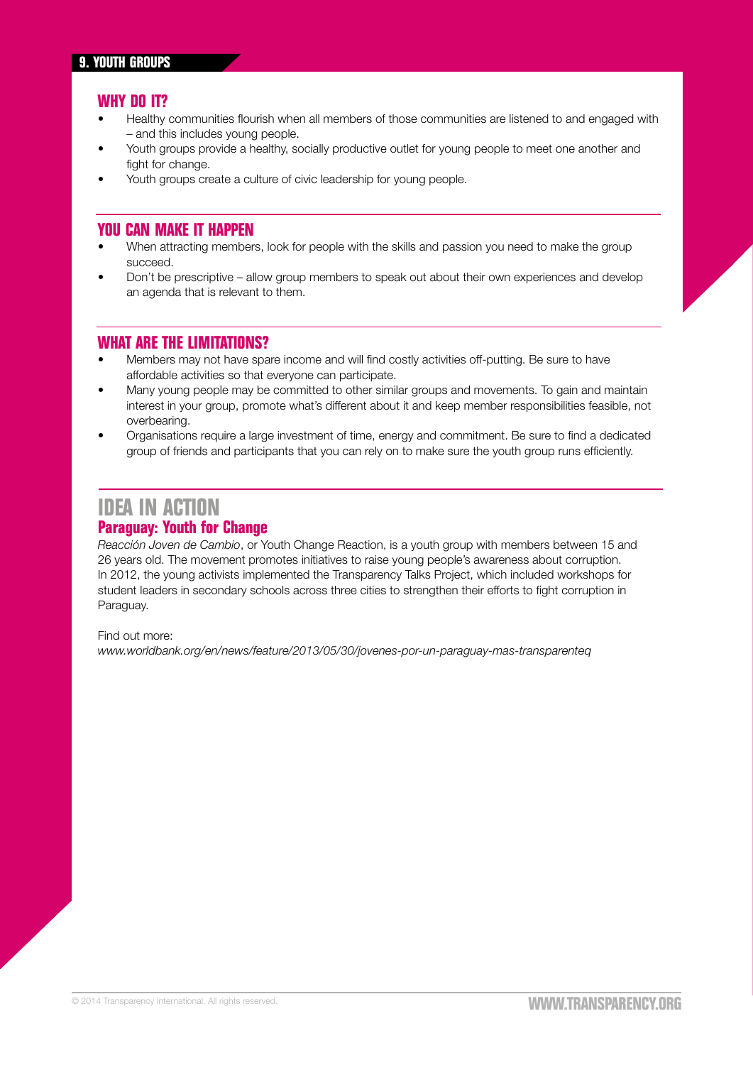## 9. YOUTH GROUPS

### WHY DO IT?

- Healthy communities flourish when all members of those communities are listened to and engaged with – and this includes young people.
- Youth groups provide a healthy, socially productive outlet for young people to meet one another and fight for change.
- Youth groups create a culture of civic leadership for young people.

### YOU CAN MAKE IT HAPPEN

- When attracting members, look for people with the skills and passion you need to make the group succeed.
- Don't be prescriptive – allow group members to speak out about their own experiences and develop an agenda that is relevant to them.

### WHAT ARE THE LIMITATIONS?

- Members may not have spare income and will find costly activities off-putting. Be sure to have affordable activities so that everyone can participate.
- Many young people may be committed to other similar groups and movements. To gain and maintain interest in your group, promote what's different about it and keep member responsibilities feasible, not overbearing.
- Organisations require a large investment of time, energy and commitment. Be sure to find a dedicated group of friends and participants that you can rely on to make sure the youth group runs efficiently.

## IDEA IN ACTION

### Paraguay: Youth for Change

*Reacción Joven de Cambio*, or Youth Change Reaction, is a youth group with members between 15 and 26 years old. The movement promotes initiatives to raise young people's awareness about corruption. In 2012, the young activists implemented the Transparency Talks Project, which included workshops for student leaders in secondary schools across three cities to strengthen their efforts to fight corruption in Paraguay.

Find out more:
*www.worldbank.org/en/news/feature/2013/05/30/jovenes-por-un-paraguay-mas-transparenteq*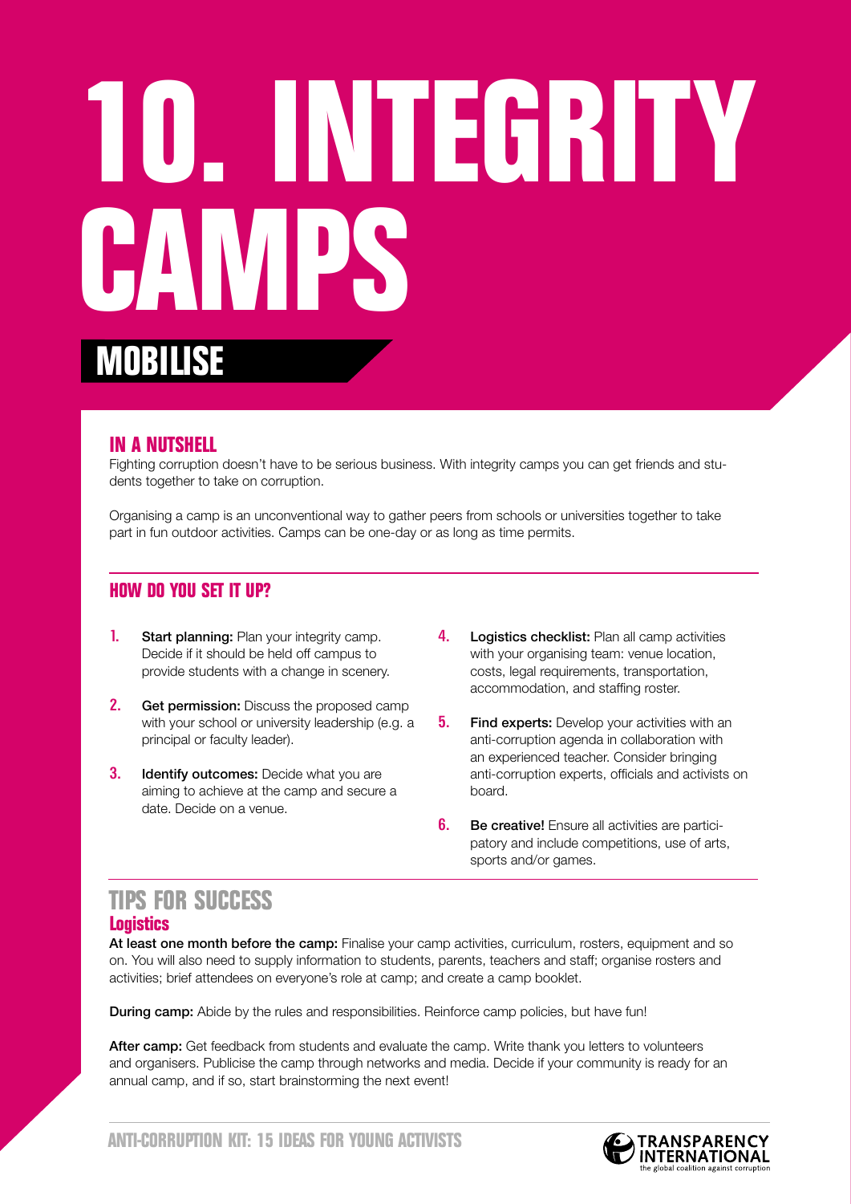# 10. INTEGRITY CAMPS

## MOBILISE

### IN A NUTSHELL

Fighting corruption doesn't have to be serious business. With integrity camps you can get friends and students together to take on corruption.

Organising a camp is an unconventional way to gather peers from schools or universities together to take part in fun outdoor activities. Camps can be one-day or as long as time permits.

### HOW DO YOU SET IT UP?

1. **Start planning:** Plan your integrity camp. Decide if it should be held off campus to provide students with a change in scenery.
2. **Get permission:** Discuss the proposed camp with your school or university leadership (e.g. a principal or faculty leader).
3. **Identify outcomes:** Decide what you are aiming to achieve at the camp and secure a date. Decide on a venue.
4. **Logistics checklist:** Plan all camp activities with your organising team: venue location, costs, legal requirements, transportation, accommodation, and staffing roster.
5. **Find experts:** Develop your activities with an anti-corruption agenda in collaboration with an experienced teacher. Consider bringing anti-corruption experts, officials and activists on board.
6. **Be creative!** Ensure all activities are participatory and include competitions, use of arts, sports and/or games.

### TIPS FOR SUCCESS

#### Logistics

**At least one month before the camp:** Finalise your camp activities, curriculum, rosters, equipment and so on. You will also need to supply information to students, parents, teachers and staff; organise rosters and activities; brief attendees on everyone's role at camp; and create a camp booklet.

**During camp:** Abide by the rules and responsibilities. Reinforce camp policies, but have fun!

**After camp:** Get feedback from students and evaluate the camp. Write thank you letters to volunteers and organisers. Publicise the camp through networks and media. Decide if your community is ready for an annual camp, and if so, start brainstorming the next event!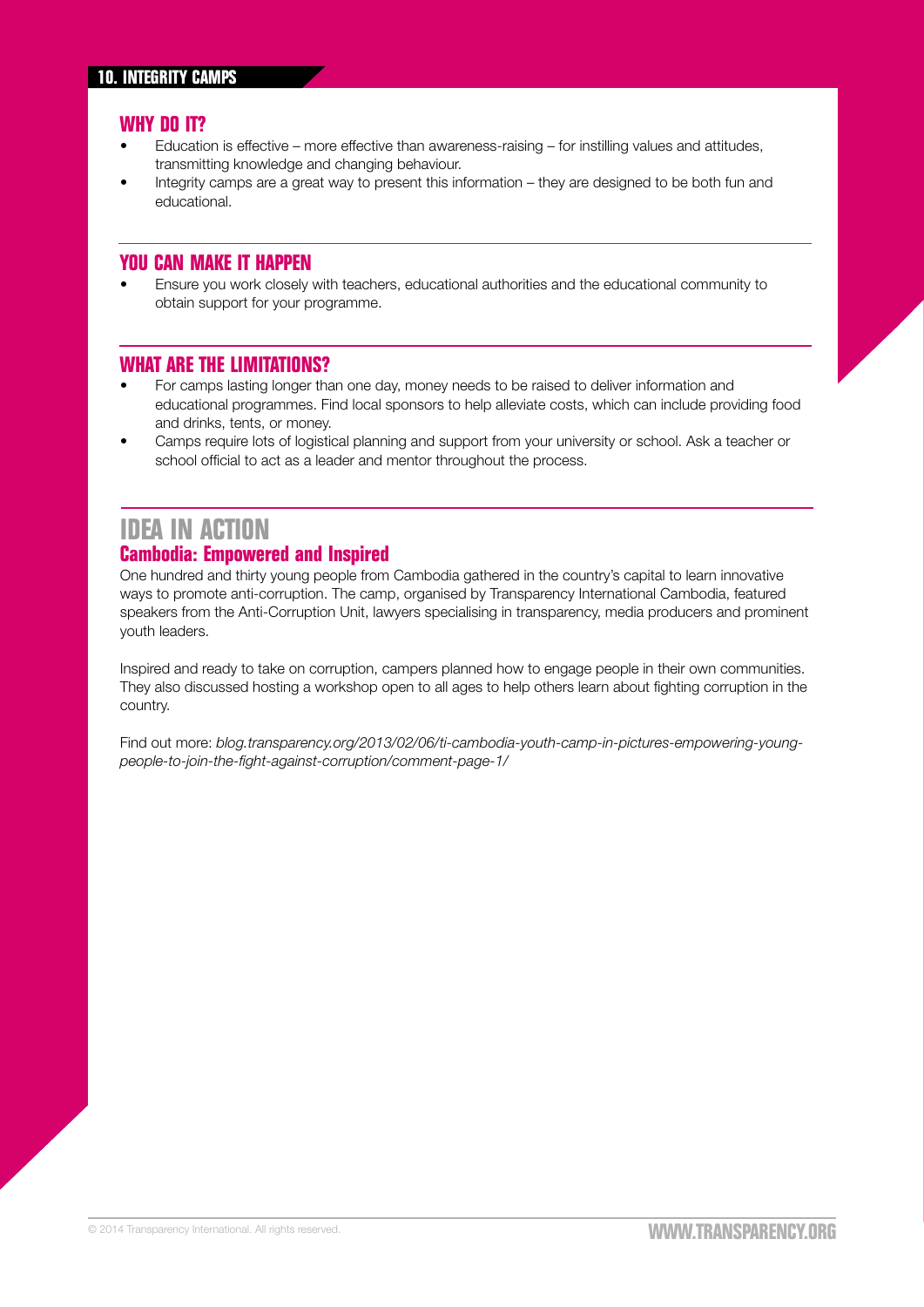## 10. INTEGRITY CAMPS

### WHY DO IT?

- Education is effective – more effective than awareness-raising – for instilling values and attitudes, transmitting knowledge and changing behaviour.
- Integrity camps are a great way to present this information – they are designed to be both fun and educational.

### YOU CAN MAKE IT HAPPEN

- Ensure you work closely with teachers, educational authorities and the educational community to obtain support for your programme.

### WHAT ARE THE LIMITATIONS?

- For camps lasting longer than one day, money needs to be raised to deliver information and educational programmes. Find local sponsors to help alleviate costs, which can include providing food and drinks, tents, or money.
- Camps require lots of logistical planning and support from your university or school. Ask a teacher or school official to act as a leader and mentor throughout the process.

## IDEA IN ACTION

### Cambodia: Empowered and Inspired

One hundred and thirty young people from Cambodia gathered in the country's capital to learn innovative ways to promote anti-corruption. The camp, organised by Transparency International Cambodia, featured speakers from the Anti-Corruption Unit, lawyers specialising in transparency, media producers and prominent youth leaders.

Inspired and ready to take on corruption, campers planned how to engage people in their own communities. They also discussed hosting a workshop open to all ages to help others learn about fighting corruption in the country.

Find out more: *blog.transparency.org/2013/02/06/ti-cambodia-youth-camp-in-pictures-empowering-young-people-to-join-the-fight-against-corruption/comment-page-1/*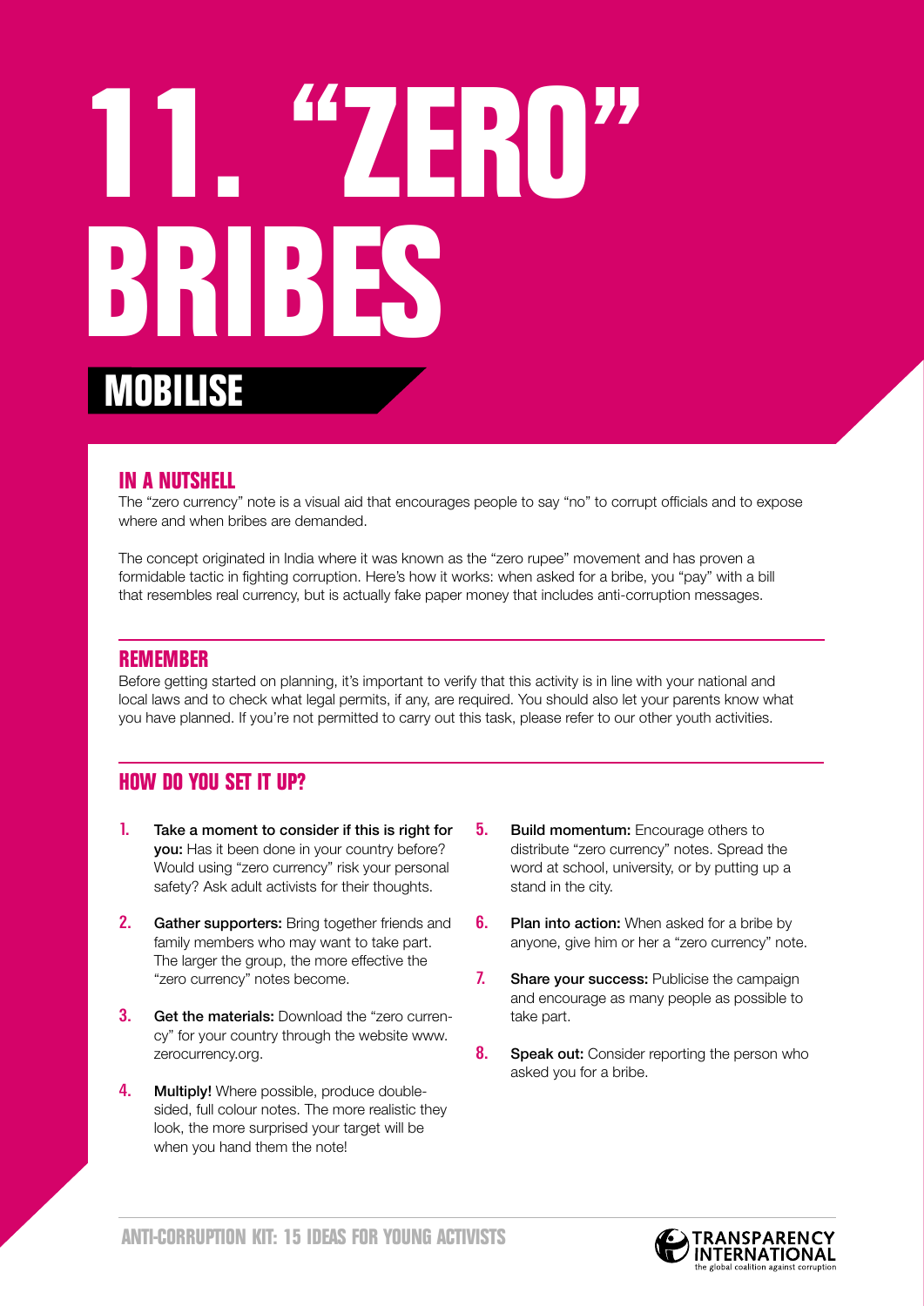# 11. "ZERO" BRIBES

## MOBILISE

### IN A NUTSHELL

The "zero currency" note is a visual aid that encourages people to say "no" to corrupt officials and to expose where and when bribes are demanded.

The concept originated in India where it was known as the "zero rupee" movement and has proven a formidable tactic in fighting corruption. Here's how it works: when asked for a bribe, you "pay" with a bill that resembles real currency, but is actually fake paper money that includes anti-corruption messages.

### REMEMBER

Before getting started on planning, it's important to verify that this activity is in line with your national and local laws and to check what legal permits, if any, are required. You should also let your parents know what you have planned. If you're not permitted to carry out this task, please refer to our other youth activities.

### HOW DO YOU SET IT UP?

1. **Take a moment to consider if this is right for you:** Has it been done in your country before? Would using "zero currency" risk your personal safety? Ask adult activists for their thoughts.
2. **Gather supporters:** Bring together friends and family members who may want to take part. The larger the group, the more effective the "zero currency" notes become.
3. **Get the materials:** Download the "zero currency" for your country through the website www.zerocurrency.org.
4. **Multiply!** Where possible, produce double-sided, full colour notes. The more realistic they look, the more surprised your target will be when you hand them the note!
5. **Build momentum:** Encourage others to distribute "zero currency" notes. Spread the word at school, university, or by putting up a stand in the city.
6. **Plan into action:** When asked for a bribe by anyone, give him or her a "zero currency" note.
7. **Share your success:** Publicise the campaign and encourage as many people as possible to take part.
8. **Speak out:** Consider reporting the person who asked you for a bribe.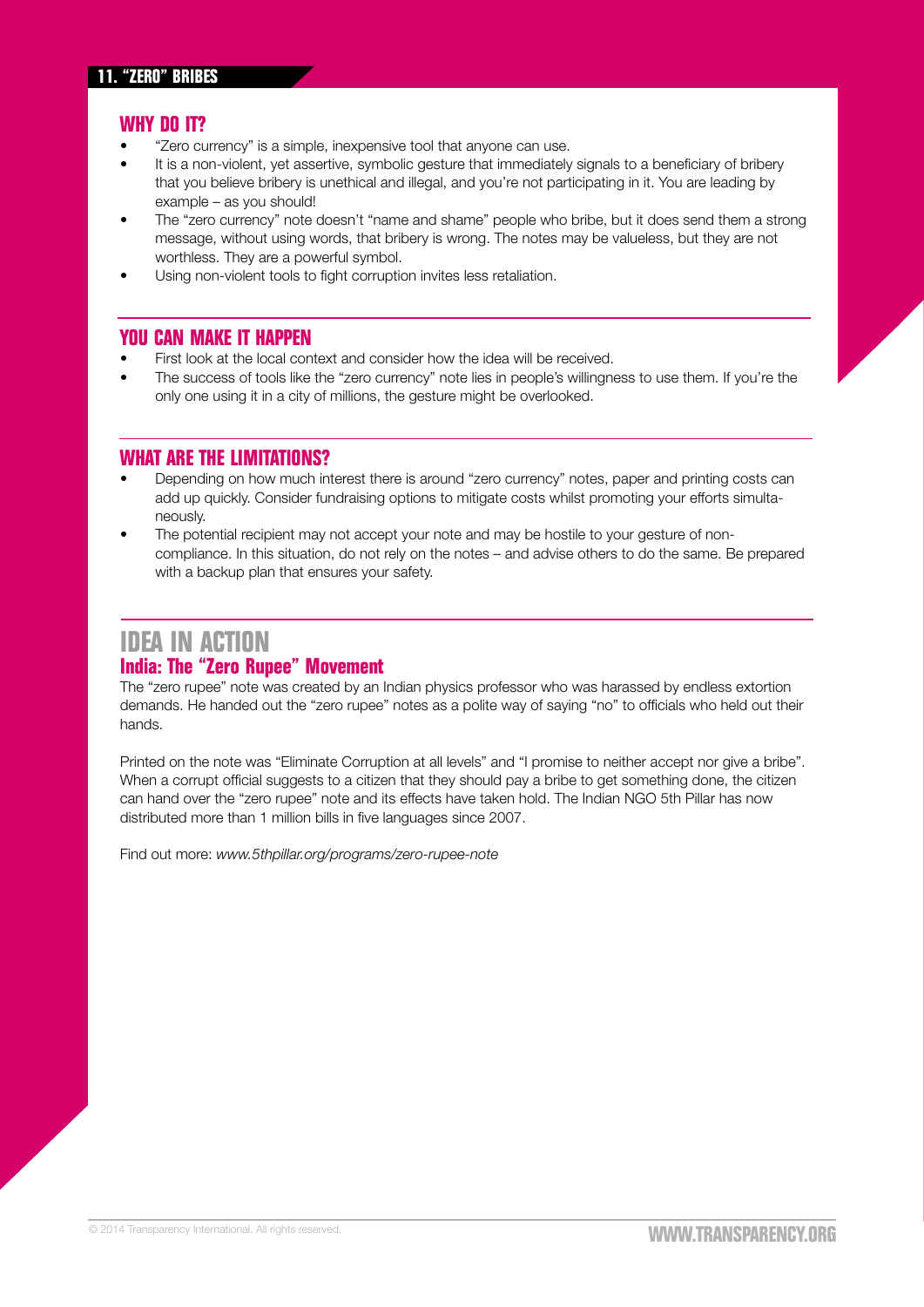## 11. "ZERO" BRIBES

### WHY DO IT?

- "Zero currency" is a simple, inexpensive tool that anyone can use.
- It is a non-violent, yet assertive, symbolic gesture that immediately signals to a beneficiary of bribery that you believe bribery is unethical and illegal, and you're not participating in it. You are leading by example – as you should!
- The "zero currency" note doesn't "name and shame" people who bribe, but it does send them a strong message, without using words, that bribery is wrong. The notes may be valueless, but they are not worthless. They are a powerful symbol.
- Using non-violent tools to fight corruption invites less retaliation.

### YOU CAN MAKE IT HAPPEN

- First look at the local context and consider how the idea will be received.
- The success of tools like the "zero currency" note lies in people's willingness to use them. If you're the only one using it in a city of millions, the gesture might be overlooked.

### WHAT ARE THE LIMITATIONS?

- Depending on how much interest there is around "zero currency" notes, paper and printing costs can add up quickly. Consider fundraising options to mitigate costs whilst promoting your efforts simultaneously.
- The potential recipient may not accept your note and may be hostile to your gesture of non-compliance. In this situation, do not rely on the notes – and advise others to do the same. Be prepared with a backup plan that ensures your safety.

## IDEA IN ACTION

### India: The "Zero Rupee" Movement

The "zero rupee" note was created by an Indian physics professor who was harassed by endless extortion demands. He handed out the "zero rupee" notes as a polite way of saying "no" to officials who held out their hands.

Printed on the note was "Eliminate Corruption at all levels" and "I promise to neither accept nor give a bribe". When a corrupt official suggests to a citizen that they should pay a bribe to get something done, the citizen can hand over the "zero rupee" note and its effects have taken hold. The Indian NGO 5th Pillar has now distributed more than 1 million bills in five languages since 2007.

Find out more: *www.5thpillar.org/programs/zero-rupee-note*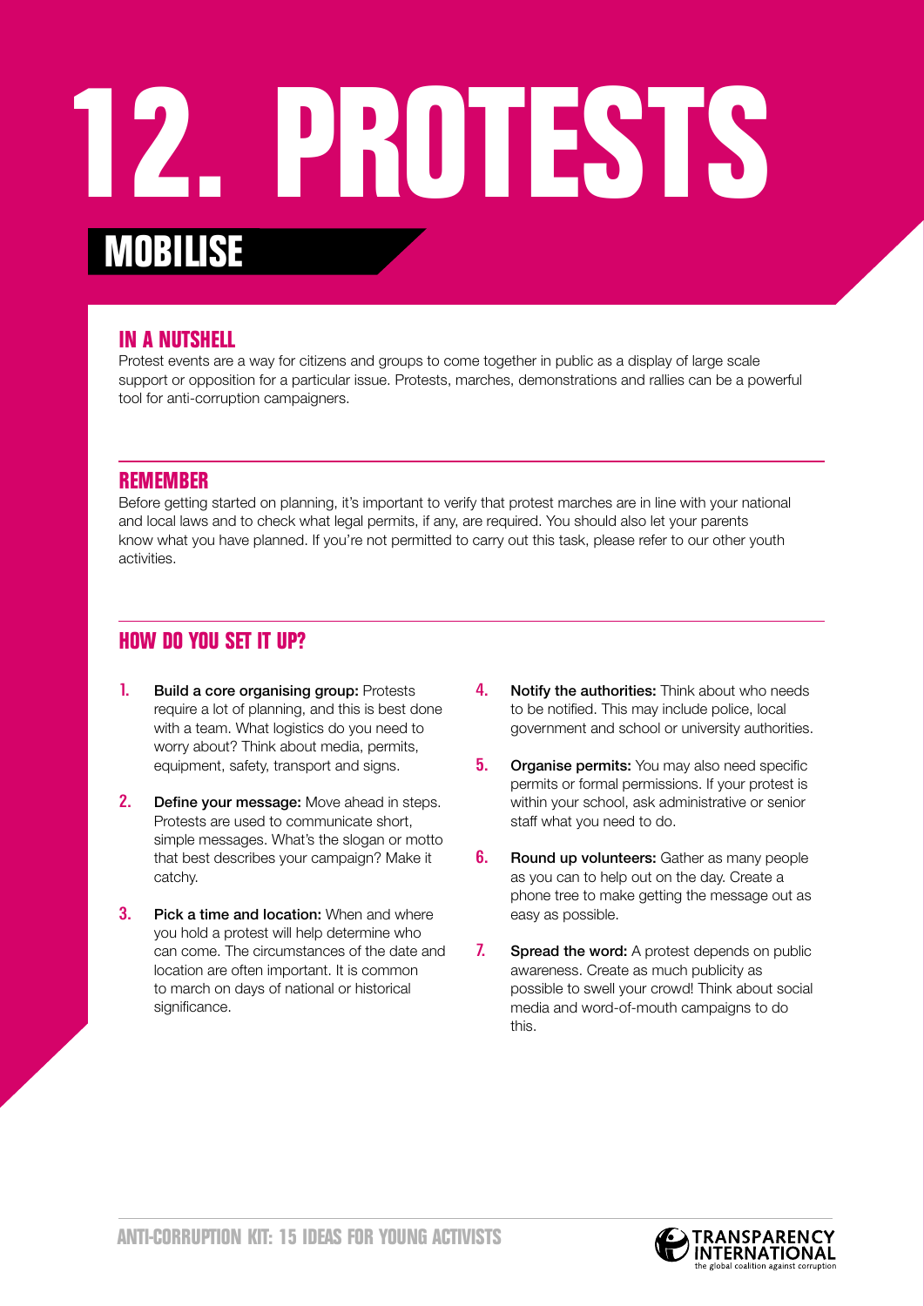# 12. PROTESTS

## MOBILISE

### IN A NUTSHELL

Protest events are a way for citizens and groups to come together in public as a display of large scale support or opposition for a particular issue. Protests, marches, demonstrations and rallies can be a powerful tool for anti-corruption campaigners.

### REMEMBER

Before getting started on planning, it's important to verify that protest marches are in line with your national and local laws and to check what legal permits, if any, are required. You should also let your parents know what you have planned. If you're not permitted to carry out this task, please refer to our other youth activities.

### HOW DO YOU SET IT UP?

1. **Build a core organising group:** Protests require a lot of planning, and this is best done with a team. What logistics do you need to worry about? Think about media, permits, equipment, safety, transport and signs.
2. **Define your message:** Move ahead in steps. Protests are used to communicate short, simple messages. What's the slogan or motto that best describes your campaign? Make it catchy.
3. **Pick a time and location:** When and where you hold a protest will help determine who can come. The circumstances of the date and location are often important. It is common to march on days of national or historical significance.
4. **Notify the authorities:** Think about who needs to be notified. This may include police, local government and school or university authorities.
5. **Organise permits:** You may also need specific permits or formal permissions. If your protest is within your school, ask administrative or senior staff what you need to do.
6. **Round up volunteers:** Gather as many people as you can to help out on the day. Create a phone tree to make getting the message out as easy as possible.
7. **Spread the word:** A protest depends on public awareness. Create as much publicity as possible to swell your crowd! Think about social media and word-of-mouth campaigns to do this.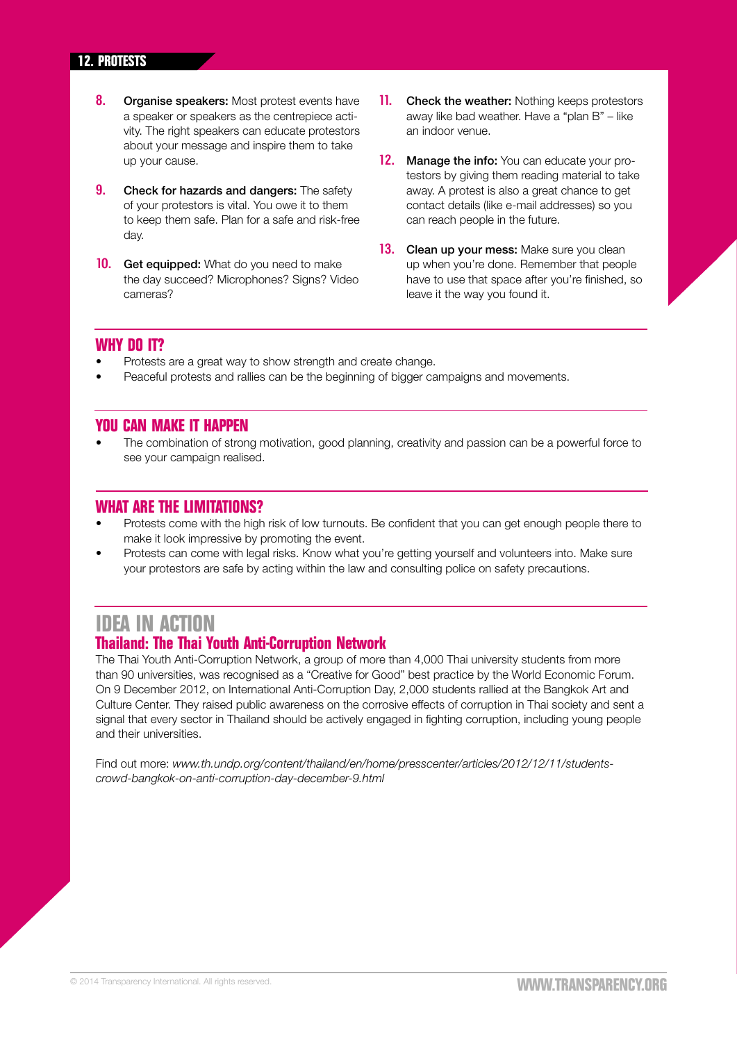## 12. PROTESTS

8. **Organise speakers:** Most protest events have a speaker or speakers as the centrepiece activity. The right speakers can educate protestors about your message and inspire them to take up your cause.

9. **Check for hazards and dangers:** The safety of your protestors is vital. You owe it to them to keep them safe. Plan for a safe and risk-free day.

10. **Get equipped:** What do you need to make the day succeed? Microphones? Signs? Video cameras?

11. **Check the weather:** Nothing keeps protestors away like bad weather. Have a "plan B" – like an indoor venue.

12. **Manage the info:** You can educate your protestors by giving them reading material to take away. A protest is also a great chance to get contact details (like e-mail addresses) so you can reach people in the future.

13. **Clean up your mess:** Make sure you clean up when you're done. Remember that people have to use that space after you're finished, so leave it the way you found it.

### WHY DO IT?

- Protests are a great way to show strength and create change.
- Peaceful protests and rallies can be the beginning of bigger campaigns and movements.

### YOU CAN MAKE IT HAPPEN

- The combination of strong motivation, good planning, creativity and passion can be a powerful force to see your campaign realised.

### WHAT ARE THE LIMITATIONS?

- Protests come with the high risk of low turnouts. Be confident that you can get enough people there to make it look impressive by promoting the event.
- Protests can come with legal risks. Know what you're getting yourself and volunteers into. Make sure your protestors are safe by acting within the law and consulting police on safety precautions.

## IDEA IN ACTION

### Thailand: The Thai Youth Anti-Corruption Network

The Thai Youth Anti-Corruption Network, a group of more than 4,000 Thai university students from more than 90 universities, was recognised as a "Creative for Good" best practice by the World Economic Forum. On 9 December 2012, on International Anti-Corruption Day, 2,000 students rallied at the Bangkok Art and Culture Center. They raised public awareness on the corrosive effects of corruption in Thai society and sent a signal that every sector in Thailand should be actively engaged in fighting corruption, including young people and their universities.

Find out more: *www.th.undp.org/content/thailand/en/home/presscenter/articles/2012/12/11/students-crowd-bangkok-on-anti-corruption-day-december-9.html*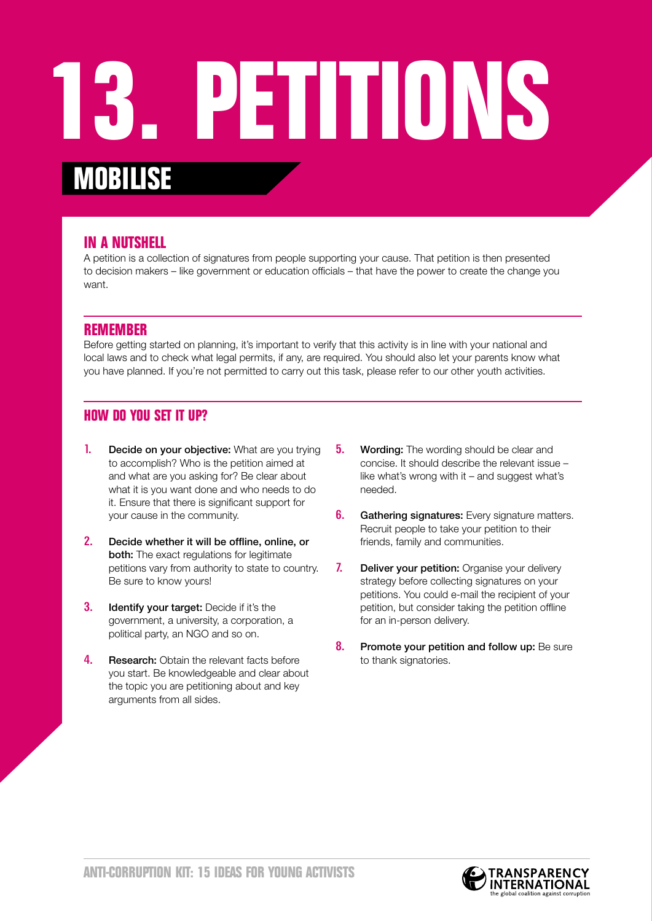# 13. PETITIONS

## MOBILISE

### IN A NUTSHELL

A petition is a collection of signatures from people supporting your cause. That petition is then presented to decision makers – like government or education officials – that have the power to create the change you want.

### REMEMBER

Before getting started on planning, it's important to verify that this activity is in line with your national and local laws and to check what legal permits, if any, are required. You should also let your parents know what you have planned. If you're not permitted to carry out this task, please refer to our other youth activities.

### HOW DO YOU SET IT UP?

1. **Decide on your objective:** What are you trying to accomplish? Who is the petition aimed at and what are you asking for? Be clear about what it is you want done and who needs to do it. Ensure that there is significant support for your cause in the community.
2. **Decide whether it will be offline, online, or both:** The exact regulations for legitimate petitions vary from authority to state to country. Be sure to know yours!
3. **Identify your target:** Decide if it's the government, a university, a corporation, a political party, an NGO and so on.
4. **Research:** Obtain the relevant facts before you start. Be knowledgeable and clear about the topic you are petitioning about and key arguments from all sides.
5. **Wording:** The wording should be clear and concise. It should describe the relevant issue – like what's wrong with it – and suggest what's needed.
6. **Gathering signatures:** Every signature matters. Recruit people to take your petition to their friends, family and communities.
7. **Deliver your petition:** Organise your delivery strategy before collecting signatures on your petitions. You could e-mail the recipient of your petition, but consider taking the petition offline for an in-person delivery.
8. **Promote your petition and follow up:** Be sure to thank signatories.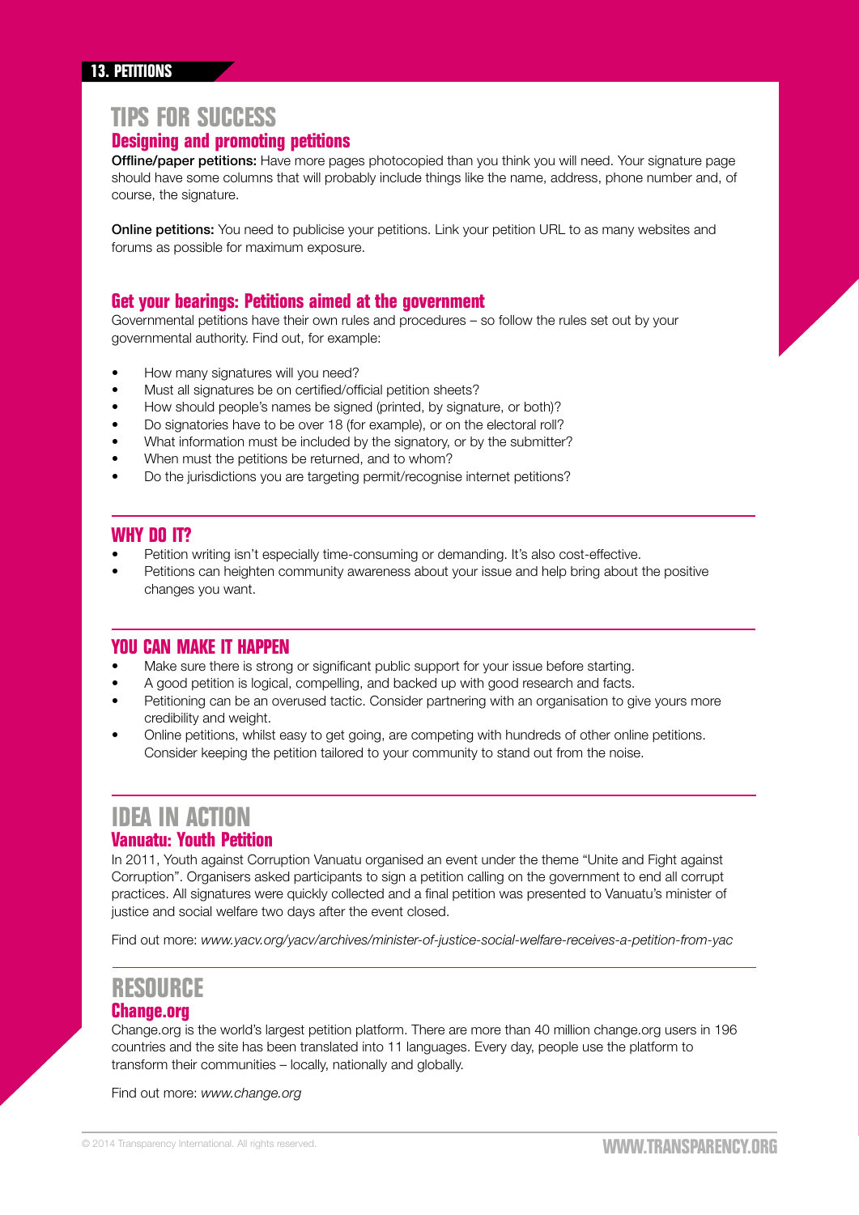## 13. PETITIONS

# TIPS FOR SUCCESS

### Designing and promoting petitions

**Offline/paper petitions:** Have more pages photocopied than you think you will need. Your signature page should have some columns that will probably include things like the name, address, phone number and, of course, the signature.

**Online petitions:** You need to publicise your petitions. Link your petition URL to as many websites and forums as possible for maximum exposure.

### Get your bearings: Petitions aimed at the government

Governmental petitions have their own rules and procedures – so follow the rules set out by your governmental authority. Find out, for example:

- How many signatures will you need?
- Must all signatures be on certified/official petition sheets?
- How should people's names be signed (printed, by signature, or both)?
- Do signatories have to be over 18 (for example), or on the electoral roll?
- What information must be included by the signatory, or by the submitter?
- When must the petitions be returned, and to whom?
- Do the jurisdictions you are targeting permit/recognise internet petitions?

## WHY DO IT?

- Petition writing isn't especially time-consuming or demanding. It's also cost-effective.
- Petitions can heighten community awareness about your issue and help bring about the positive changes you want.

## YOU CAN MAKE IT HAPPEN

- Make sure there is strong or significant public support for your issue before starting.
- A good petition is logical, compelling, and backed up with good research and facts.
- Petitioning can be an overused tactic. Consider partnering with an organisation to give yours more credibility and weight.
- Online petitions, whilst easy to get going, are competing with hundreds of other online petitions. Consider keeping the petition tailored to your community to stand out from the noise.

# IDEA IN ACTION

### Vanuatu: Youth Petition

In 2011, Youth against Corruption Vanuatu organised an event under the theme "Unite and Fight against Corruption". Organisers asked participants to sign a petition calling on the government to end all corrupt practices. All signatures were quickly collected and a final petition was presented to Vanuatu's minister of justice and social welfare two days after the event closed.

Find out more: *www.yacv.org/yacv/archives/minister-of-justice-social-welfare-receives-a-petition-from-yac*

# RESOURCE

### Change.org

Change.org is the world's largest petition platform. There are more than 40 million change.org users in 196 countries and the site has been translated into 11 languages. Every day, people use the platform to transform their communities – locally, nationally and globally.

Find out more: *www.change.org*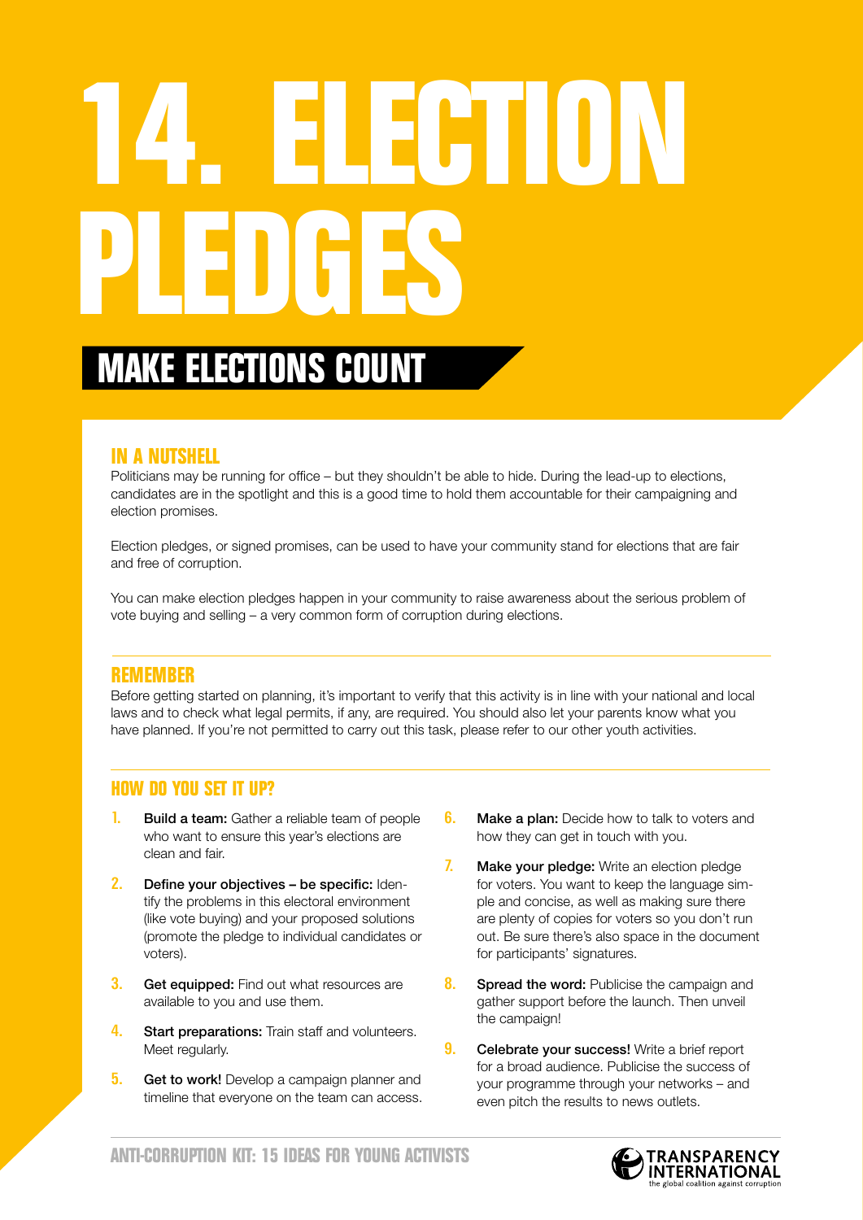# 14. ELECTION PLEDGES

## MAKE ELECTIONS COUNT

### IN A NUTSHELL

Politicians may be running for office – but they shouldn't be able to hide. During the lead-up to elections, candidates are in the spotlight and this is a good time to hold them accountable for their campaigning and election promises.

Election pledges, or signed promises, can be used to have your community stand for elections that are fair and free of corruption.

You can make election pledges happen in your community to raise awareness about the serious problem of vote buying and selling – a very common form of corruption during elections.

### REMEMBER

Before getting started on planning, it's important to verify that this activity is in line with your national and local laws and to check what legal permits, if any, are required. You should also let your parents know what you have planned. If you're not permitted to carry out this task, please refer to our other youth activities.

### HOW DO YOU SET IT UP?

1. **Build a team:** Gather a reliable team of people who want to ensure this year's elections are clean and fair.
2. **Define your objectives – be specific:** Identify the problems in this electoral environment (like vote buying) and your proposed solutions (promote the pledge to individual candidates or voters).
3. **Get equipped:** Find out what resources are available to you and use them.
4. **Start preparations:** Train staff and volunteers. Meet regularly.
5. **Get to work!** Develop a campaign planner and timeline that everyone on the team can access.
6. **Make a plan:** Decide how to talk to voters and how they can get in touch with you.
7. **Make your pledge:** Write an election pledge for voters. You want to keep the language simple and concise, as well as making sure there are plenty of copies for voters so you don't run out. Be sure there's also space in the document for participants' signatures.
8. **Spread the word:** Publicise the campaign and gather support before the launch. Then unveil the campaign!
9. **Celebrate your success!** Write a brief report for a broad audience. Publicise the success of your programme through your networks – and even pitch the results to news outlets.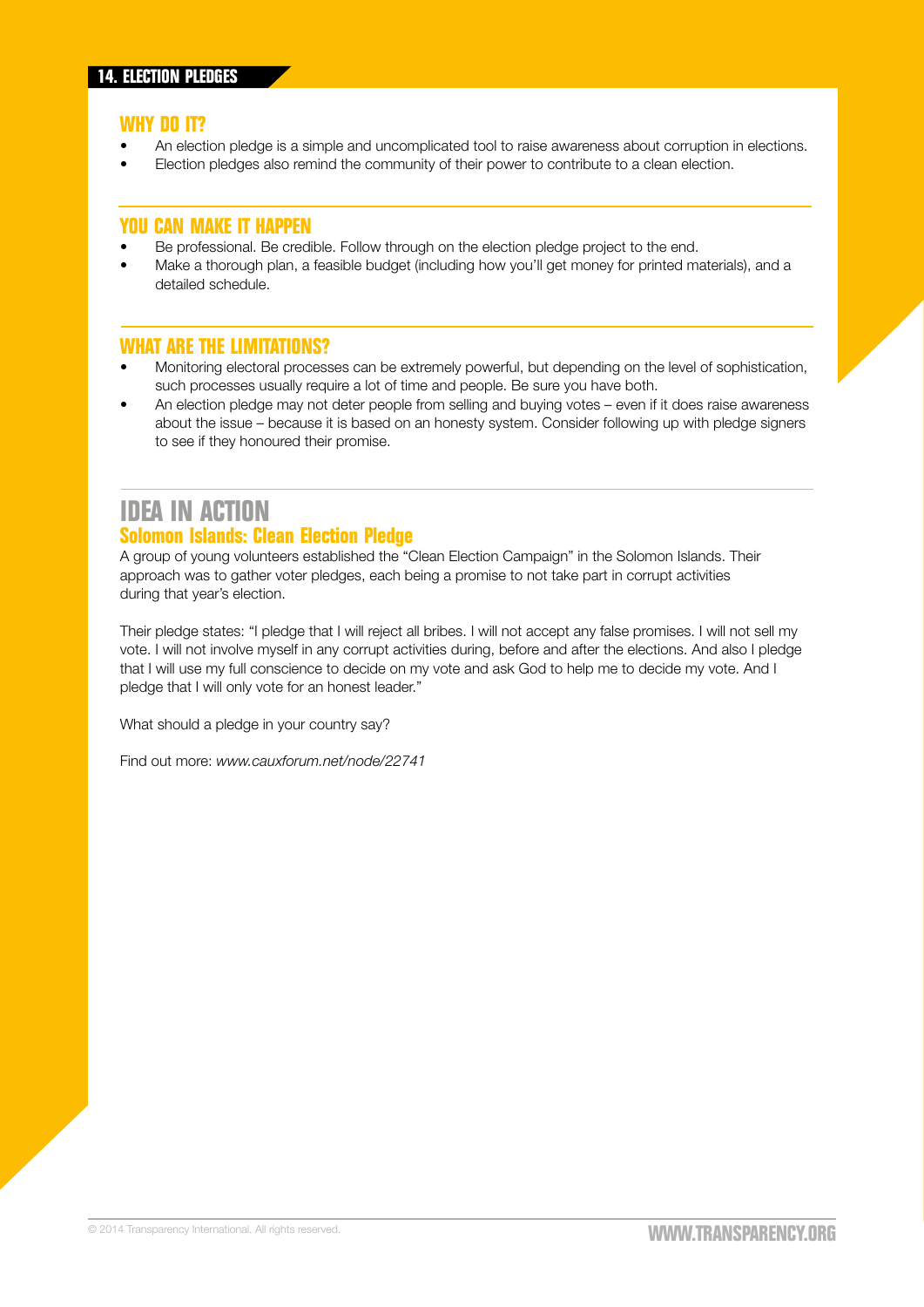## 14. ELECTION PLEDGES

### WHY DO IT?

- An election pledge is a simple and uncomplicated tool to raise awareness about corruption in elections.
- Election pledges also remind the community of their power to contribute to a clean election.

### YOU CAN MAKE IT HAPPEN

- Be professional. Be credible. Follow through on the election pledge project to the end.
- Make a thorough plan, a feasible budget (including how you'll get money for printed materials), and a detailed schedule.

### WHAT ARE THE LIMITATIONS?

- Monitoring electoral processes can be extremely powerful, but depending on the level of sophistication, such processes usually require a lot of time and people. Be sure you have both.
- An election pledge may not deter people from selling and buying votes – even if it does raise awareness about the issue – because it is based on an honesty system. Consider following up with pledge signers to see if they honoured their promise.

## IDEA IN ACTION

### Solomon Islands: Clean Election Pledge

A group of young volunteers established the "Clean Election Campaign" in the Solomon Islands. Their approach was to gather voter pledges, each being a promise to not take part in corrupt activities during that year's election.

Their pledge states: "I pledge that I will reject all bribes. I will not accept any false promises. I will not sell my vote. I will not involve myself in any corrupt activities during, before and after the elections. And also I pledge that I will use my full conscience to decide on my vote and ask God to help me to decide my vote. And I pledge that I will only vote for an honest leader."

What should a pledge in your country say?

Find out more: *www.cauxforum.net/node/22741*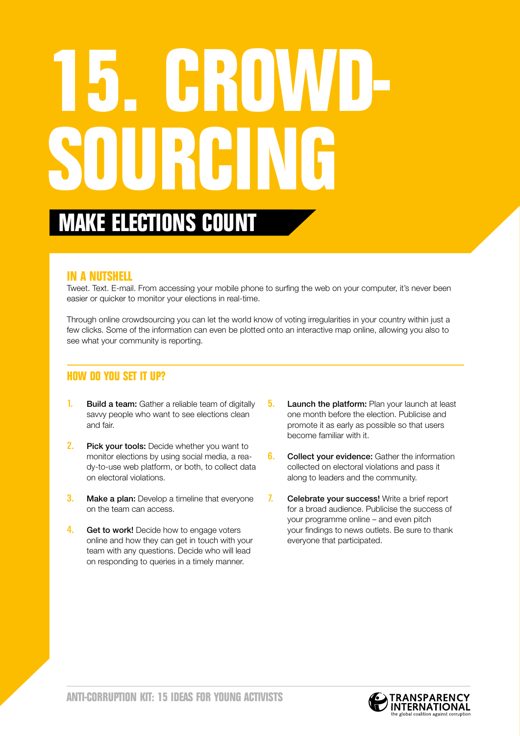# 15. CROWD-SOURCING

## MAKE ELECTIONS COUNT

### IN A NUTSHELL

Tweet. Text. E-mail. From accessing your mobile phone to surfing the web on your computer, it's never been easier or quicker to monitor your elections in real-time.

Through online crowdsourcing you can let the world know of voting irregularities in your country within just a few clicks. Some of the information can even be plotted onto an interactive map online, allowing you also to see what your community is reporting.

### HOW DO YOU SET IT UP?

1. **Build a team:** Gather a reliable team of digitally savvy people who want to see elections clean and fair.
2. **Pick your tools:** Decide whether you want to monitor elections by using social media, a ready-to-use web platform, or both, to collect data on electoral violations.
3. **Make a plan:** Develop a timeline that everyone on the team can access.
4. **Get to work!** Decide how to engage voters online and how they can get in touch with your team with any questions. Decide who will lead on responding to queries in a timely manner.
5. **Launch the platform:** Plan your launch at least one month before the election. Publicise and promote it as early as possible so that users become familiar with it.
6. **Collect your evidence:** Gather the information collected on electoral violations and pass it along to leaders and the community.
7. **Celebrate your success!** Write a brief report for a broad audience. Publicise the success of your programme online – and even pitch your findings to news outlets. Be sure to thank everyone that participated.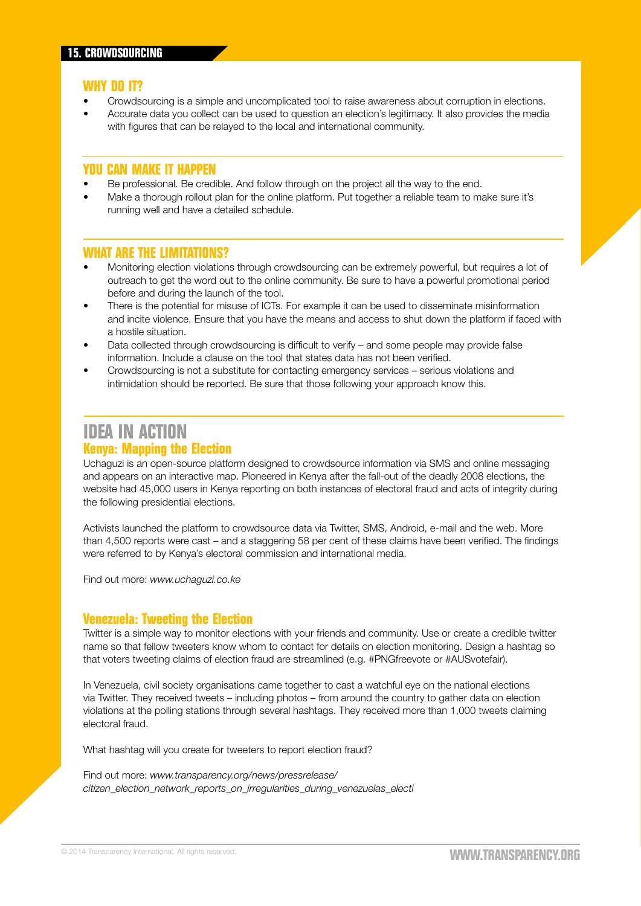## 15. CROWDSOURCING

### WHY DO IT?

- Crowdsourcing is a simple and uncomplicated tool to raise awareness about corruption in elections.
- Accurate data you collect can be used to question an election's legitimacy. It also provides the media with figures that can be relayed to the local and international community.

### YOU CAN MAKE IT HAPPEN

- Be professional. Be credible. And follow through on the project all the way to the end.
- Make a thorough rollout plan for the online platform. Put together a reliable team to make sure it's running well and have a detailed schedule.

### WHAT ARE THE LIMITATIONS?

- Monitoring election violations through crowdsourcing can be extremely powerful, but requires a lot of outreach to get the word out to the online community. Be sure to have a powerful promotional period before and during the launch of the tool.
- There is the potential for misuse of ICTs. For example it can be used to disseminate misinformation and incite violence. Ensure that you have the means and access to shut down the platform if faced with a hostile situation.
- Data collected through crowdsourcing is difficult to verify – and some people may provide false information. Include a clause on the tool that states data has not been verified.
- Crowdsourcing is not a substitute for contacting emergency services – serious violations and intimidation should be reported. Be sure that those following your approach know this.

## IDEA IN ACTION

### Kenya: Mapping the Election

Uchaguzi is an open-source platform designed to crowdsource information via SMS and online messaging and appears on an interactive map. Pioneered in Kenya after the fall-out of the deadly 2008 elections, the website had 45,000 users in Kenya reporting on both instances of electoral fraud and acts of integrity during the following presidential elections.

Activists launched the platform to crowdsource data via Twitter, SMS, Android, e-mail and the web. More than 4,500 reports were cast – and a staggering 58 per cent of these claims have been verified. The findings were referred to by Kenya's electoral commission and international media.

Find out more: *www.uchaguzi.co.ke*

### Venezuela: Tweeting the Election

Twitter is a simple way to monitor elections with your friends and community. Use or create a credible twitter name so that fellow tweeters know whom to contact for details on election monitoring. Design a hashtag so that voters tweeting claims of election fraud are streamlined (e.g. #PNGfreevote or #AUSvotefair).

In Venezuela, civil society organisations came together to cast a watchful eye on the national elections via Twitter. They received tweets – including photos – from around the country to gather data on election violations at the polling stations through several hashtags. They received more than 1,000 tweets claiming electoral fraud.

What hashtag will you create for tweeters to report election fraud?

Find out more: *www.transparency.org/news/pressrelease/citizen_election_network_reports_on_irregularities_during_venezuelas_electi*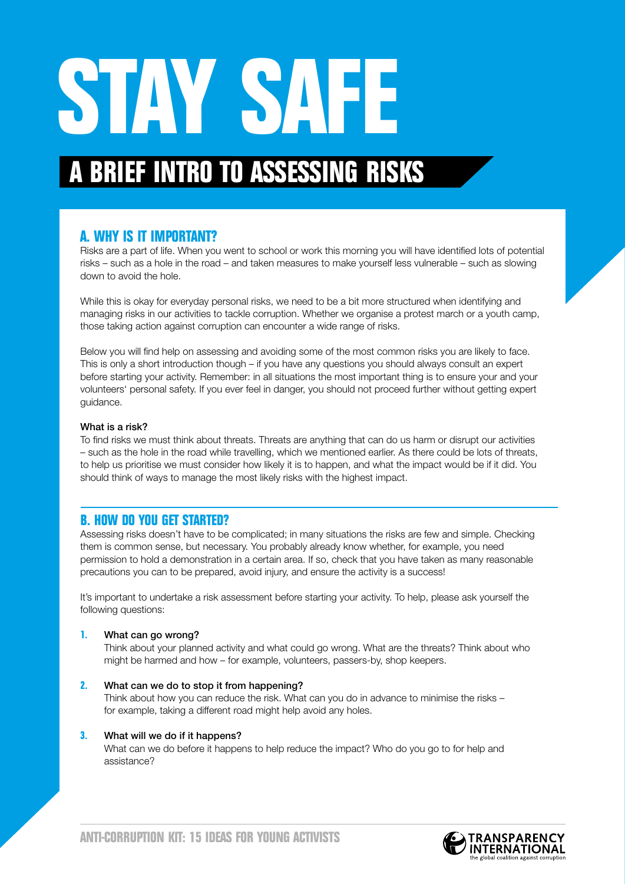# STAY SAFE

## A BRIEF INTRO TO ASSESSING RISKS

### A. WHY IS IT IMPORTANT?

Risks are a part of life. When you went to school or work this morning you will have identified lots of potential risks – such as a hole in the road – and taken measures to make yourself less vulnerable – such as slowing down to avoid the hole.

While this is okay for everyday personal risks, we need to be a bit more structured when identifying and managing risks in our activities to tackle corruption. Whether we organise a protest march or a youth camp, those taking action against corruption can encounter a wide range of risks.

Below you will find help on assessing and avoiding some of the most common risks you are likely to face. This is only a short introduction though – if you have any questions you should always consult an expert before starting your activity. Remember: in all situations the most important thing is to ensure your and your volunteers' personal safety. If you ever feel in danger, you should not proceed further without getting expert guidance.

**What is a risk?**

To find risks we must think about threats. Threats are anything that can do us harm or disrupt our activities – such as the hole in the road while travelling, which we mentioned earlier. As there could be lots of threats, to help us prioritise we must consider how likely it is to happen, and what the impact would be if it did. You should think of ways to manage the most likely risks with the highest impact.

### B. HOW DO YOU GET STARTED?

Assessing risks doesn't have to be complicated; in many situations the risks are few and simple. Checking them is common sense, but necessary. You probably already know whether, for example, you need permission to hold a demonstration in a certain area. If so, check that you have taken as many reasonable precautions you can to be prepared, avoid injury, and ensure the activity is a success!

It's important to undertake a risk assessment before starting your activity. To help, please ask yourself the following questions:

1. **What can go wrong?**
   Think about your planned activity and what could go wrong. What are the threats? Think about who might be harmed and how – for example, volunteers, passers-by, shop keepers.

2. **What can we do to stop it from happening?**
   Think about how you can reduce the risk. What can you do in advance to minimise the risks – for example, taking a different road might help avoid any holes.

3. **What will we do if it happens?**
   What can we do before it happens to help reduce the impact? Who do you go to for help and assistance?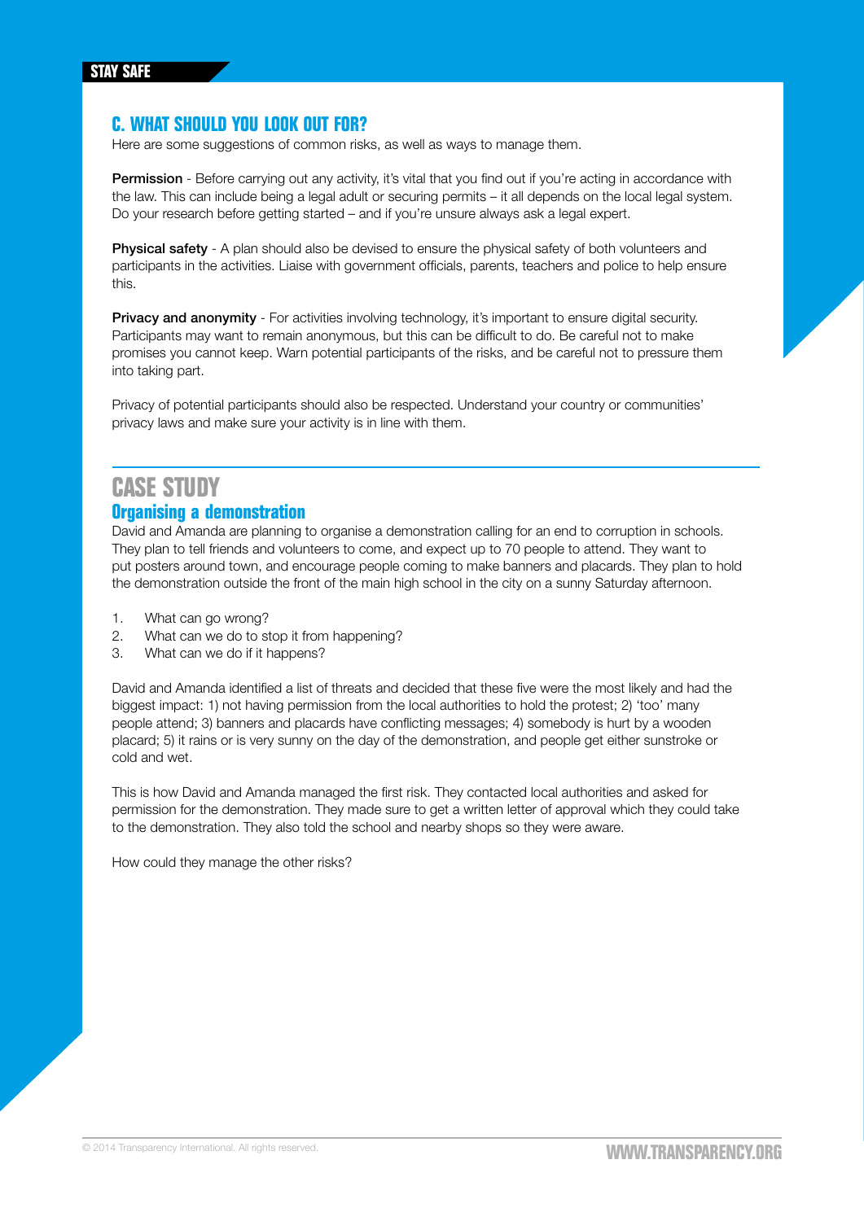STAY SAFE

## C. WHAT SHOULD YOU LOOK OUT FOR?

Here are some suggestions of common risks, as well as ways to manage them.

**Permission** - Before carrying out any activity, it's vital that you find out if you're acting in accordance with the law. This can include being a legal adult or securing permits – it all depends on the local legal system. Do your research before getting started – and if you're unsure always ask a legal expert.

**Physical safety** - A plan should also be devised to ensure the physical safety of both volunteers and participants in the activities. Liaise with government officials, parents, teachers and police to help ensure this.

**Privacy and anonymity** - For activities involving technology, it's important to ensure digital security. Participants may want to remain anonymous, but this can be difficult to do. Be careful not to make promises you cannot keep. Warn potential participants of the risks, and be careful not to pressure them into taking part.

Privacy of potential participants should also be respected. Understand your country or communities' privacy laws and make sure your activity is in line with them.

## CASE STUDY

### Organising a demonstration

David and Amanda are planning to organise a demonstration calling for an end to corruption in schools. They plan to tell friends and volunteers to come, and expect up to 70 people to attend. They want to put posters around town, and encourage people coming to make banners and placards. They plan to hold the demonstration outside the front of the main high school in the city on a sunny Saturday afternoon.

1. What can go wrong?
2. What can we do to stop it from happening?
3. What can we do if it happens?

David and Amanda identified a list of threats and decided that these five were the most likely and had the biggest impact: 1) not having permission from the local authorities to hold the protest; 2) 'too' many people attend; 3) banners and placards have conflicting messages; 4) somebody is hurt by a wooden placard; 5) it rains or is very sunny on the day of the demonstration, and people get either sunstroke or cold and wet.

This is how David and Amanda managed the first risk. They contacted local authorities and asked for permission for the demonstration. They made sure to get a written letter of approval which they could take to the demonstration. They also told the school and nearby shops so they were aware.

How could they manage the other risks?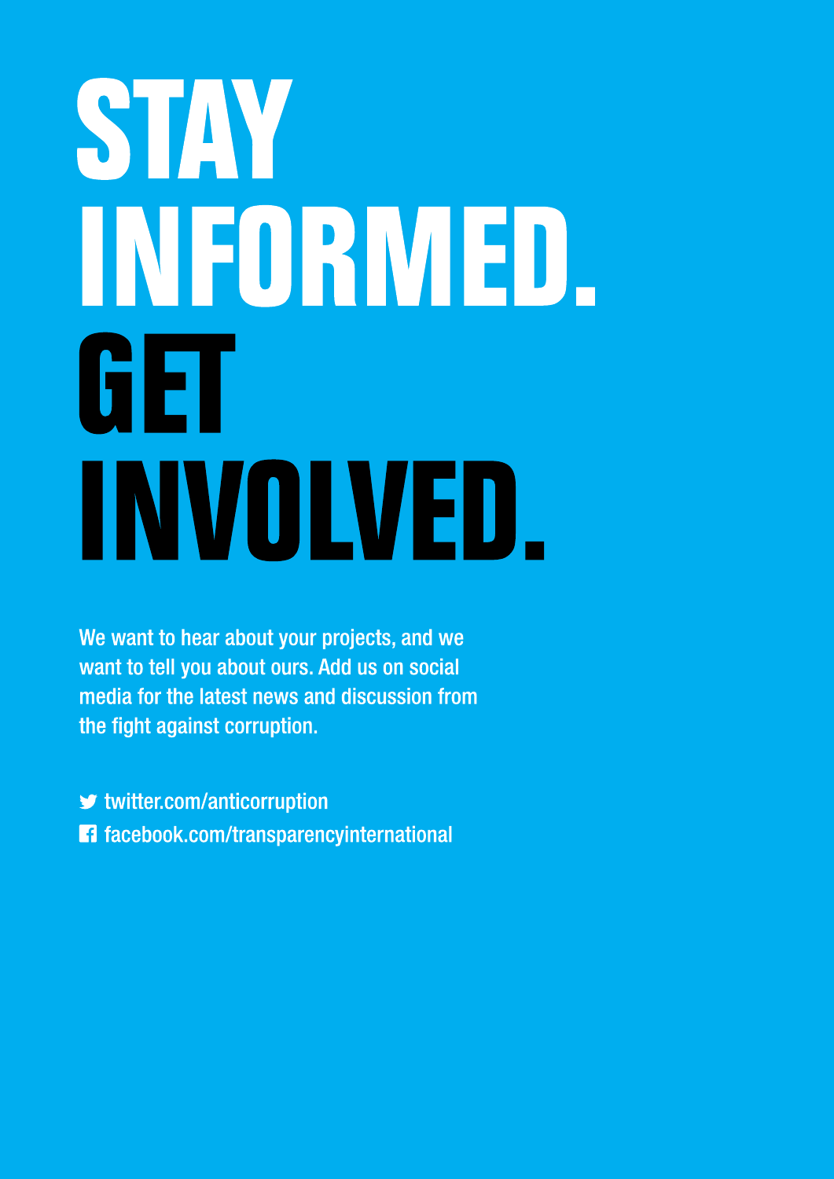# STAY INFORMED. GET INVOLVED.

We want to hear about your projects, and we want to tell you about ours. Add us on social media for the latest news and discussion from the fight against corruption.

twitter.com/anticorruption

facebook.com/transparencyinternational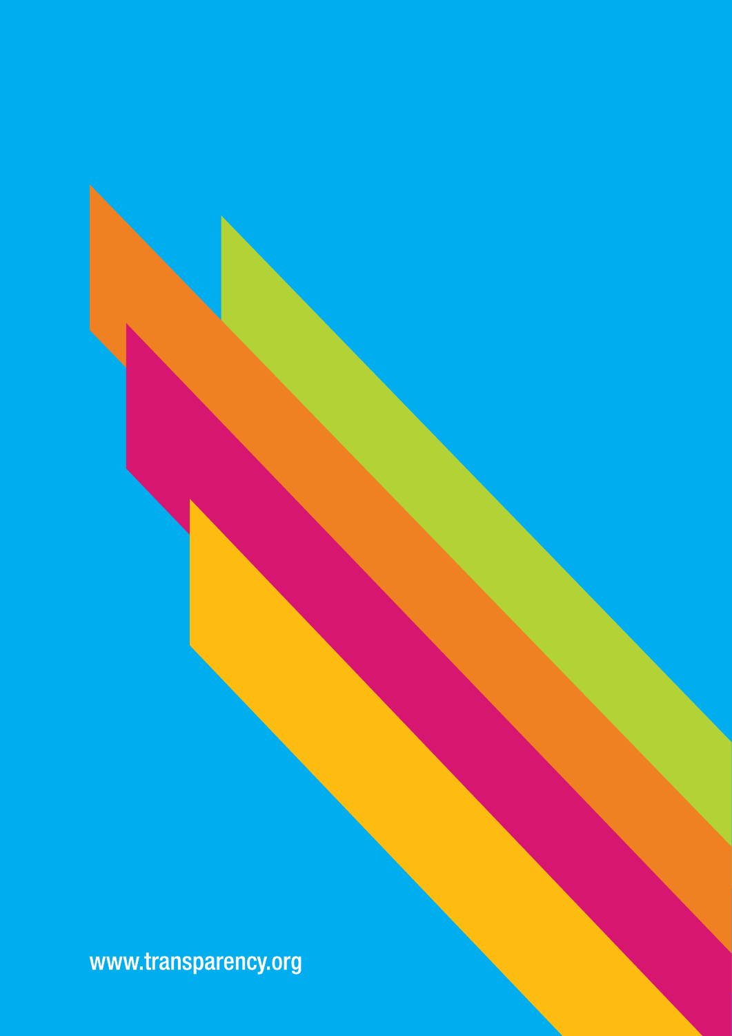www.transparency.org